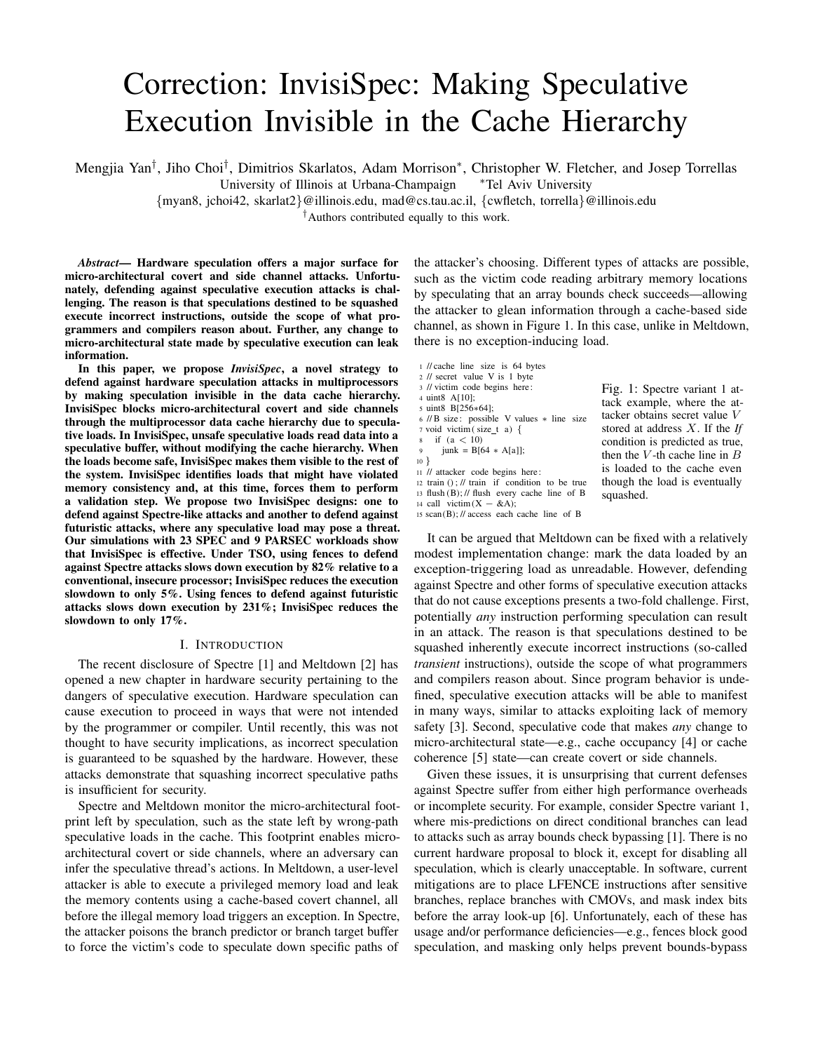# Correction: InvisiSpec: Making Speculative Execution Invisible in the Cache Hierarchy

Mengjia Yan[†], Jiho Choi[†], Dimitrios Skarlatos, Adam Morrison[*], Christopher W. Fletcher, and Josep Torrellas

University of Illinois at Urbana-Champaign [*]Tel Aviv University

{myan8, jchoi42, skarlat2}@illinois.edu, mad@cs.tau.ac.il, {cwfletch, torrella}@illinois.edu

[†]Authors contributed equally to this work.

***Abstract*— Hardware speculation offers a major surface for micro-architectural covert and side channel attacks. Unfortunately, defending against speculative execution attacks is challenging. The reason is that speculations destined to be squashed execute incorrect instructions, outside the scope of what programmers and compilers reason about. Further, any change to micro-architectural state made by speculative execution can leak information.**

**In this paper, we propose *InvisiSpec*, a novel strategy to defend against hardware speculation attacks in multiprocessors by making speculation invisible in the data cache hierarchy. InvisiSpec blocks micro-architectural covert and side channels through the multiprocessor data cache hierarchy due to speculative loads. In InvisiSpec, unsafe speculative loads read data into a speculative buffer, without modifying the cache hierarchy. When the loads become safe, InvisiSpec makes them visible to the rest of the system. InvisiSpec identifies loads that might have violated memory consistency and, at this time, forces them to perform a validation step. We propose two InvisiSpec designs: one to defend against Spectre-like attacks and another to defend against futuristic attacks, where any speculative load may pose a threat. Our simulations with 23 SPEC and 9 PARSEC workloads show that InvisiSpec is effective. Under TSO, using fences to defend against Spectre attacks slows down execution by 82% relative to a conventional, insecure processor; InvisiSpec reduces the execution slowdown to only 5%. Using fences to defend against futuristic attacks slows down execution by 231%; InvisiSpec reduces the slowdown to only 17%.**

## I. Introduction

The recent disclosure of Spectre [1] and Meltdown [2] has opened a new chapter in hardware security pertaining to the dangers of speculative execution. Hardware speculation can cause execution to proceed in ways that were not intended by the programmer or compiler. Until recently, this was not thought to have security implications, as incorrect speculation is guaranteed to be squashed by the hardware. However, these attacks demonstrate that squashing incorrect speculative paths is insufficient for security.

Spectre and Meltdown monitor the micro-architectural footprint left by speculation, such as the state left by wrong-path speculative loads in the cache. This footprint enables micro-architectural covert or side channels, where an adversary can infer the speculative thread's actions. In Meltdown, a user-level attacker is able to execute a privileged memory load and leak the memory contents using a cache-based covert channel, all before the illegal memory load triggers an exception. In Spectre, the attacker poisons the branch predictor or branch target buffer to force the victim's code to speculate down specific paths of the attacker's choosing. Different types of attacks are possible, such as the victim code reading arbitrary memory locations by speculating that an array bounds check succeeds—allowing the attacker to glean information through a cache-based side channel, as shown in Figure 1. In this case, unlike in Meltdown, there is no exception-inducing load.

```
1 // cache line size is 64 bytes
2 // secret value V is 1 byte
3 // victim code begins here:
4 uint8 A[10];
5 uint8 B[256*64];
6 // B size: possible V values * line size
7 void victim(size_t a) {
8   if (a < 10)
9     junk = B[64 * A[a]];
10 }
11 // attacker code begins here:
12 train(); // train if condition to be true
13 flush(B); // flush every cache line of B
14 call victim(X - &A);
15 scan(B); // access each cache line of B
```

Fig. 1: Spectre variant 1 attack example, where the attacker obtains secret value $V$ stored at address $X$. If the *If* condition is predicted as true, then the $V$-th cache line in $B$ is loaded to the cache even though the load is eventually squashed.

It can be argued that Meltdown can be fixed with a relatively modest implementation change: mark the data loaded by an exception-triggering load as unreadable. However, defending against Spectre and other forms of speculative execution attacks that do not cause exceptions presents a two-fold challenge. First, potentially *any* instruction performing speculation can result in an attack. The reason is that speculations destined to be squashed inherently execute incorrect instructions (so-called *transient* instructions), outside the scope of what programmers and compilers reason about. Since program behavior is undefined, speculative execution attacks will be able to manifest in many ways, similar to attacks exploiting lack of memory safety [3]. Second, speculative code that makes *any* change to micro-architectural state—e.g., cache occupancy [4] or cache coherence [5] state—can create covert or side channels.

Given these issues, it is unsurprising that current defenses against Spectre suffer from either high performance overheads or incomplete security. For example, consider Spectre variant 1, where mis-predictions on direct conditional branches can lead to attacks such as array bounds check bypassing [1]. There is no current hardware proposal to block it, except for disabling all speculation, which is clearly unacceptable. In software, current mitigations are to place LFENCE instructions after sensitive branches, replace branches with CMOVs, and mask index bits before the array look-up [6]. Unfortunately, each of these has usage and/or performance deficiencies—e.g., fences block good speculation, and masking only helps prevent bounds-bypass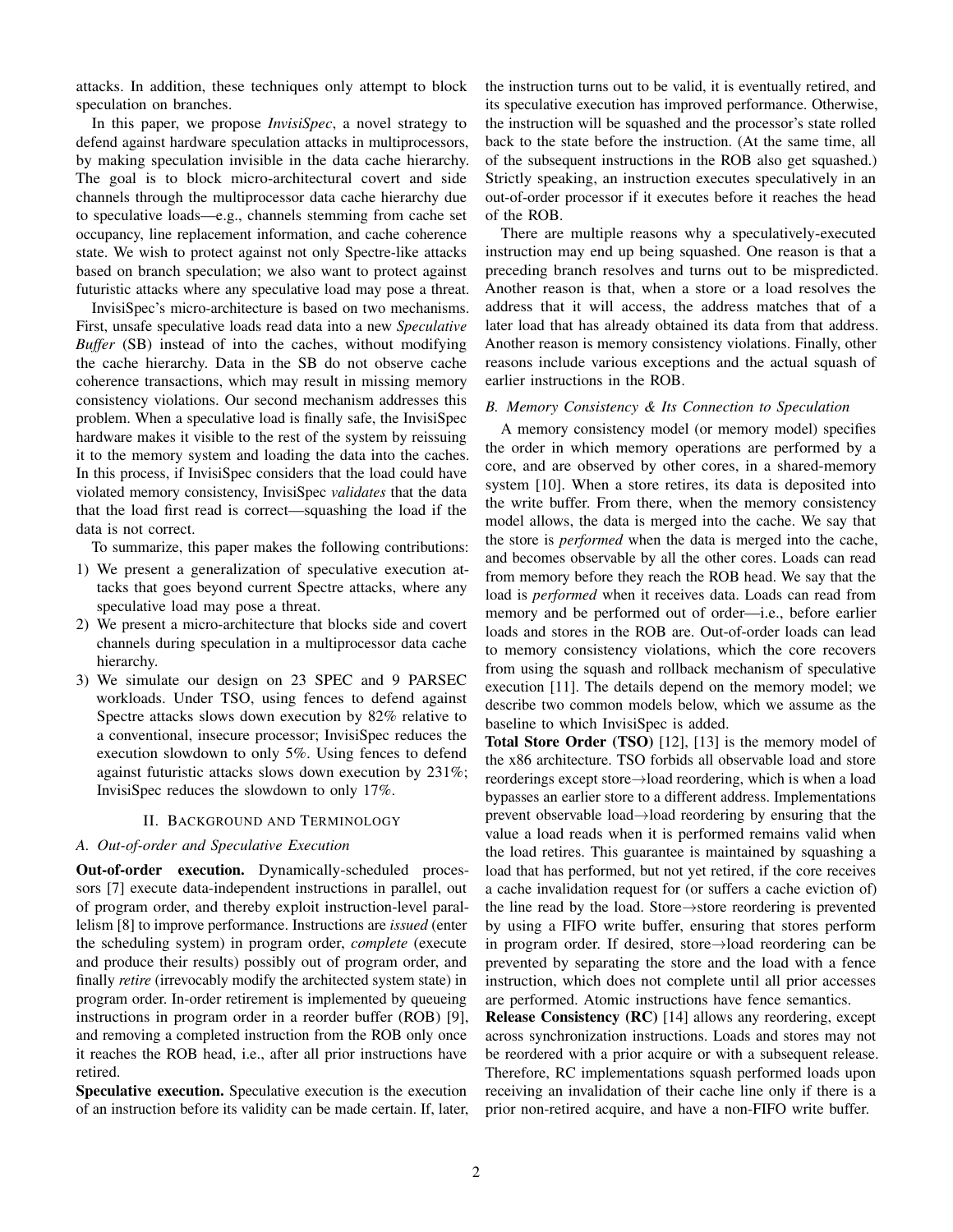attacks. In addition, these techniques only attempt to block speculation on branches.

In this paper, we propose *InvisiSpec*, a novel strategy to defend against hardware speculation attacks in multiprocessors, by making speculation invisible in the data cache hierarchy. The goal is to block micro-architectural covert and side channels through the multiprocessor data cache hierarchy due to speculative loads—e.g., channels stemming from cache set occupancy, line replacement information, and cache coherence state. We wish to protect against not only Spectre-like attacks based on branch speculation; we also want to protect against futuristic attacks where any speculative load may pose a threat.

InvisiSpec's micro-architecture is based on two mechanisms. First, unsafe speculative loads read data into a new *Speculative Buffer* (SB) instead of into the caches, without modifying the cache hierarchy. Data in the SB do not observe cache coherence transactions, which may result in missing memory consistency violations. Our second mechanism addresses this problem. When a speculative load is finally safe, the InvisiSpec hardware makes it visible to the rest of the system by reissuing it to the memory system and loading the data into the caches. In this process, if InvisiSpec considers that the load could have violated memory consistency, InvisiSpec *validates* that the data that the load first read is correct—squashing the load if the data is not correct.

To summarize, this paper makes the following contributions:

1) We present a generalization of speculative execution attacks that goes beyond current Spectre attacks, where any speculative load may pose a threat.
2) We present a micro-architecture that blocks side and covert channels during speculation in a multiprocessor data cache hierarchy.
3) We simulate our design on 23 SPEC and 9 PARSEC workloads. Under TSO, using fences to defend against Spectre attacks slows down execution by 82% relative to a conventional, insecure processor; InvisiSpec reduces the execution slowdown to only 5%. Using fences to defend against futuristic attacks slows down execution by 231%; InvisiSpec reduces the slowdown to only 17%.

## II. Background and Terminology

### A. Out-of-order and Speculative Execution

**Out-of-order execution.** Dynamically-scheduled processors [7] execute data-independent instructions in parallel, out of program order, and thereby exploit instruction-level parallelism [8] to improve performance. Instructions are *issued* (enter the scheduling system) in program order, *complete* (execute and produce their results) possibly out of program order, and finally *retire* (irrevocably modify the architected system state) in program order. In-order retirement is implemented by queueing instructions in program order in a reorder buffer (ROB) [9], and removing a completed instruction from the ROB only once it reaches the ROB head, i.e., after all prior instructions have retired.

**Speculative execution.** Speculative execution is the execution of an instruction before its validity can be made certain. If, later, the instruction turns out to be valid, it is eventually retired, and its speculative execution has improved performance. Otherwise, the instruction will be squashed and the processor's state rolled back to the state before the instruction. (At the same time, all of the subsequent instructions in the ROB also get squashed.) Strictly speaking, an instruction executes speculatively in an out-of-order processor if it executes before it reaches the head of the ROB.

There are multiple reasons why a speculatively-executed instruction may end up being squashed. One reason is that a preceding branch resolves and turns out to be mispredicted. Another reason is that, when a store or a load resolves the address that it will access, the address matches that of a later load that has already obtained its data from that address. Another reason is memory consistency violations. Finally, other reasons include various exceptions and the actual squash of earlier instructions in the ROB.

### B. Memory Consistency & Its Connection to Speculation

A memory consistency model (or memory model) specifies the order in which memory operations are performed by a core, and are observed by other cores, in a shared-memory system [10]. When a store retires, its data is deposited into the write buffer. From there, when the memory consistency model allows, the data is merged into the cache. We say that the store is *performed* when the data is merged into the cache, and becomes observable by all the other cores. Loads can read from memory before they reach the ROB head. We say that the load is *performed* when it receives data. Loads can read from memory and be performed out of order—i.e., before earlier loads and stores in the ROB are. Out-of-order loads can lead to memory consistency violations, which the core recovers from using the squash and rollback mechanism of speculative execution [11]. The details depend on the memory model; we describe two common models below, which we assume as the baseline to which InvisiSpec is added.

**Total Store Order (TSO)** [12], [13] is the memory model of the x86 architecture. TSO forbids all observable load and store reorderings except store→load reordering, which is when a load bypasses an earlier store to a different address. Implementations prevent observable load→load reordering by ensuring that the value a load reads when it is performed remains valid when the load retires. This guarantee is maintained by squashing a load that has performed, but not yet retired, if the core receives a cache invalidation request for (or suffers a cache eviction of) the line read by the load. Store→store reordering is prevented by using a FIFO write buffer, ensuring that stores perform in program order. If desired, store→load reordering can be prevented by separating the store and the load with a fence instruction, which does not complete until all prior accesses are performed. Atomic instructions have fence semantics.

**Release Consistency (RC)** [14] allows any reordering, except across synchronization instructions. Loads and stores may not be reordered with a prior acquire or with a subsequent release. Therefore, RC implementations squash performed loads upon receiving an invalidation of their cache line only if there is a prior non-retired acquire, and have a non-FIFO write buffer.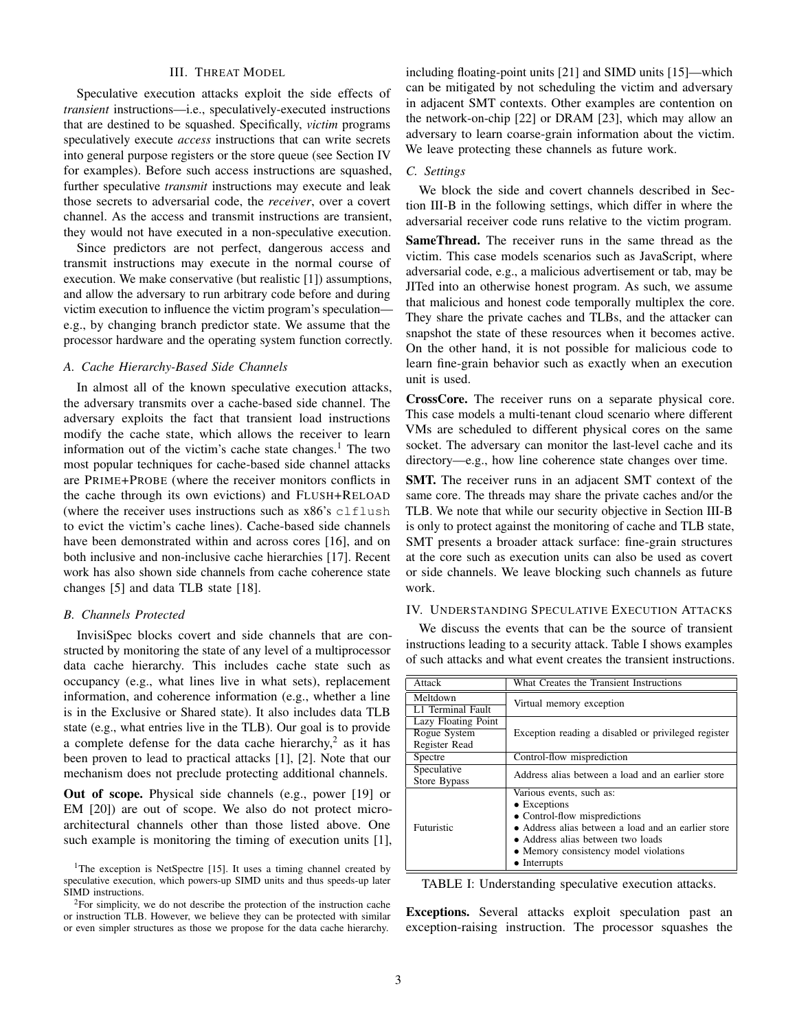## III. Threat Model

Speculative execution attacks exploit the side effects of *transient* instructions—i.e., speculatively-executed instructions that are destined to be squashed. Specifically, *victim* programs speculatively execute *access* instructions that can write secrets into general purpose registers or the store queue (see Section IV for examples). Before such access instructions are squashed, further speculative *transmit* instructions may execute and leak those secrets to adversarial code, the *receiver*, over a covert channel. As the access and transmit instructions are transient, they would not have executed in a non-speculative execution.

Since predictors are not perfect, dangerous access and transmit instructions may execute in the normal course of execution. We make conservative (but realistic [1]) assumptions, and allow the adversary to run arbitrary code before and during victim execution to influence the victim program's speculation—e.g., by changing branch predictor state. We assume that the processor hardware and the operating system function correctly.

### A. Cache Hierarchy-Based Side Channels

In almost all of the known speculative execution attacks, the adversary transmits over a cache-based side channel. The adversary exploits the fact that transient load instructions modify the cache state, which allows the receiver to learn information out of the victim's cache state changes.[1] The two most popular techniques for cache-based side channel attacks are PRIME+PROBE (where the receiver monitors conflicts in the cache through its own evictions) and FLUSH+RELOAD (where the receiver uses instructions such as x86's `clflush` to evict the victim's cache lines). Cache-based side channels have been demonstrated within and across cores [16], and on both inclusive and non-inclusive cache hierarchies [17]. Recent work has also shown side channels from cache coherence state changes [5] and data TLB state [18].

### B. Channels Protected

InvisiSpec blocks covert and side channels that are constructed by monitoring the state of any level of a multiprocessor data cache hierarchy. This includes cache state such as occupancy (e.g., what lines live in what sets), replacement information, and coherence information (e.g., whether a line is in the Exclusive or Shared state). It also includes data TLB state (e.g., what entries live in the TLB). Our goal is to provide a complete defense for the data cache hierarchy,[2] as it has been proven to lead to practical attacks [1], [2]. Note that our mechanism does not preclude protecting additional channels.

**Out of scope.** Physical side channels (e.g., power [19] or EM [20]) are out of scope. We also do not protect microarchitectural channels other than those listed above. One such example is monitoring the timing of execution units [1], including floating-point units [21] and SIMD units [15]—which can be mitigated by not scheduling the victim and adversary in adjacent SMT contexts. Other examples are contention on the network-on-chip [22] or DRAM [23], which may allow an adversary to learn coarse-grain information about the victim. We leave protecting these channels as future work.

### C. Settings

We block the side and covert channels described in Section III-B in the following settings, which differ in where the adversarial receiver code runs relative to the victim program.

**SameThread.** The receiver runs in the same thread as the victim. This case models scenarios such as JavaScript, where adversarial code, e.g., a malicious advertisement or tab, may be JITed into an otherwise honest program. As such, we assume that malicious and honest code temporally multiplex the core. They share the private caches and TLBs, and the attacker can snapshot the state of these resources when it becomes active. On the other hand, it is not possible for malicious code to learn fine-grain behavior such as exactly when an execution unit is used.

**CrossCore.** The receiver runs on a separate physical core. This case models a multi-tenant cloud scenario where different VMs are scheduled to different physical cores on the same socket. The adversary can monitor the last-level cache and its directory—e.g., how line coherence state changes over time.

**SMT.** The receiver runs in an adjacent SMT context of the same core. The threads may share the private caches and/or the TLB. We note that while our security objective in Section III-B is only to protect against the monitoring of cache and TLB state, SMT presents a broader attack surface: fine-grain structures at the core such as execution units can also be used as covert or side channels. We leave blocking such channels as future work.

## IV. Understanding Speculative Execution Attacks

We discuss the events that can be the source of transient instructions leading to a security attack. Table I shows examples of such attacks and what event creates the transient instructions.

| Attack | What Creates the Transient Instructions |
|---|---|
| Meltdown | Virtual memory exception |
| L1 Terminal Fault | |
| Lazy Floating Point | Exception reading a disabled or privileged register |
| Rogue System Register Read | |
| Spectre | Control-flow misprediction |
| Speculative Store Bypass | Address alias between a load and an earlier store |
| Futuristic | Various events, such as: • Exceptions • Control-flow mispredictions • Address alias between a load and an earlier store • Address alias between two loads • Memory consistency model violations • Interrupts |

TABLE I: Understanding speculative execution attacks.

**Exceptions.** Several attacks exploit speculation past an exception-raising instruction. The processor squashes the

[1] The exception is NetSpectre [15]. It uses a timing channel created by speculative execution, which powers-up SIMD units and thus speeds-up later SIMD instructions.

[2] For simplicity, we do not describe the protection of the instruction cache or instruction TLB. However, we believe they can be protected with similar or even simpler structures as those we propose for the data cache hierarchy.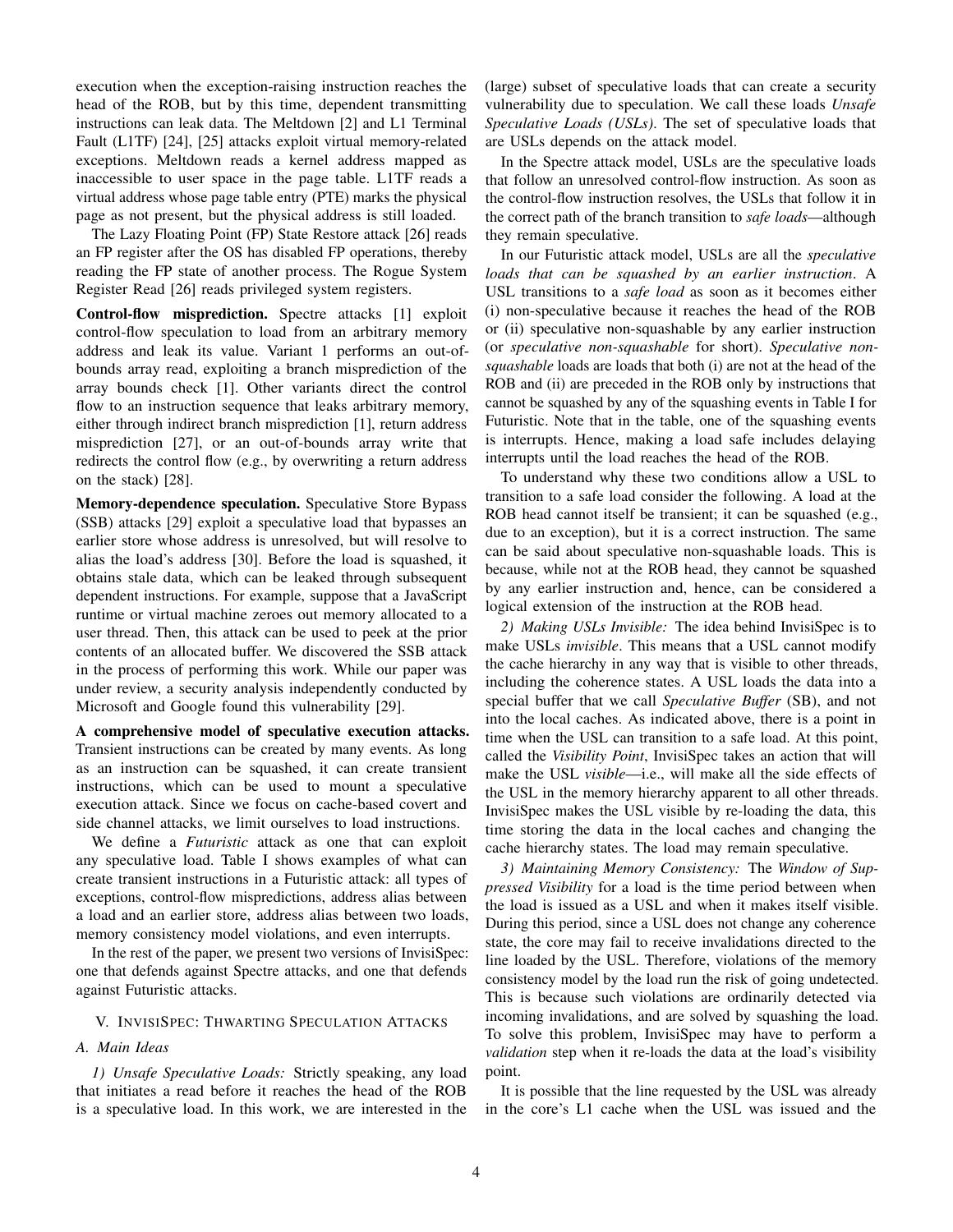execution when the exception-raising instruction reaches the head of the ROB, but by this time, dependent transmitting instructions can leak data. The Meltdown [2] and L1 Terminal Fault (L1TF) [24], [25] attacks exploit virtual memory-related exceptions. Meltdown reads a kernel address mapped as inaccessible to user space in the page table. L1TF reads a virtual address whose page table entry (PTE) marks the physical page as not present, but the physical address is still loaded.

The Lazy Floating Point (FP) State Restore attack [26] reads an FP register after the OS has disabled FP operations, thereby reading the FP state of another process. The Rogue System Register Read [26] reads privileged system registers.

**Control-flow misprediction.** Spectre attacks [1] exploit control-flow speculation to load from an arbitrary memory address and leak its value. Variant 1 performs an out-of-bounds array read, exploiting a branch misprediction of the array bounds check [1]. Other variants direct the control flow to an instruction sequence that leaks arbitrary memory, either through indirect branch misprediction [1], return address misprediction [27], or an out-of-bounds array write that redirects the control flow (e.g., by overwriting a return address on the stack) [28].

**Memory-dependence speculation.** Speculative Store Bypass (SSB) attacks [29] exploit a speculative load that bypasses an earlier store whose address is unresolved, but will resolve to alias the load's address [30]. Before the load is squashed, it obtains stale data, which can be leaked through subsequent dependent instructions. For example, suppose that a JavaScript runtime or virtual machine zeroes out memory allocated to a user thread. Then, this attack can be used to peek at the prior contents of an allocated buffer. We discovered the SSB attack in the process of performing this work. While our paper was under review, a security analysis independently conducted by Microsoft and Google found this vulnerability [29].

**A comprehensive model of speculative execution attacks.** Transient instructions can be created by many events. As long as an instruction can be squashed, it can create transient instructions, which can be used to mount a speculative execution attack. Since we focus on cache-based covert and side channel attacks, we limit ourselves to load instructions.

We define a *Futuristic* attack as one that can exploit any speculative load. Table I shows examples of what can create transient instructions in a Futuristic attack: all types of exceptions, control-flow mispredictions, address alias between a load and an earlier store, address alias between two loads, memory consistency model violations, and even interrupts.

In the rest of the paper, we present two versions of InvisiSpec: one that defends against Spectre attacks, and one that defends against Futuristic attacks.

## V. InvisiSpec: Thwarting Speculation Attacks

### A. Main Ideas

*1) Unsafe Speculative Loads:* Strictly speaking, any load that initiates a read before it reaches the head of the ROB is a speculative load. In this work, we are interested in the (large) subset of speculative loads that can create a security vulnerability due to speculation. We call these loads *Unsafe Speculative Loads (USLs)*. The set of speculative loads that are USLs depends on the attack model.

In the Spectre attack model, USLs are the speculative loads that follow an unresolved control-flow instruction. As soon as the control-flow instruction resolves, the USLs that follow it in the correct path of the branch transition to *safe loads*—although they remain speculative.

In our Futuristic attack model, USLs are all the *speculative loads that can be squashed by an earlier instruction*. A USL transitions to a *safe load* as soon as it becomes either (i) non-speculative because it reaches the head of the ROB or (ii) speculative non-squashable by any earlier instruction (or *speculative non-squashable* for short). *Speculative non-squashable* loads are loads that both (i) are not at the head of the ROB and (ii) are preceded in the ROB only by instructions that cannot be squashed by any of the squashing events in Table I for Futuristic. Note that in the table, one of the squashing events is interrupts. Hence, making a load safe includes delaying interrupts until the load reaches the head of the ROB.

To understand why these two conditions allow a USL to transition to a safe load consider the following. A load at the ROB head cannot itself be transient; it can be squashed (e.g., due to an exception), but it is a correct instruction. The same can be said about speculative non-squashable loads. This is because, while not at the ROB head, they cannot be squashed by any earlier instruction and, hence, can be considered a logical extension of the instruction at the ROB head.

*2) Making USLs Invisible:* The idea behind InvisiSpec is to make USLs *invisible*. This means that a USL cannot modify the cache hierarchy in any way that is visible to other threads, including the coherence states. A USL loads the data into a special buffer that we call *Speculative Buffer* (SB), and not into the local caches. As indicated above, there is a point in time when the USL can transition to a safe load. At this point, called the *Visibility Point*, InvisiSpec takes an action that will make the USL *visible*—i.e., will make all the side effects of the USL in the memory hierarchy apparent to all other threads. InvisiSpec makes the USL visible by re-loading the data, this time storing the data in the local caches and changing the cache hierarchy states. The load may remain speculative.

*3) Maintaining Memory Consistency:* The *Window of Suppressed Visibility* for a load is the time period between when the load is issued as a USL and when it makes itself visible. During this period, since a USL does not change any coherence state, the core may fail to receive invalidations directed to the line loaded by the USL. Therefore, violations of the memory consistency model by the load run the risk of going undetected. This is because such violations are ordinarily detected via incoming invalidations, and are solved by squashing the load. To solve this problem, InvisiSpec may have to perform a *validation* step when it re-loads the data at the load's visibility point.

It is possible that the line requested by the USL was already in the core's L1 cache when the USL was issued and the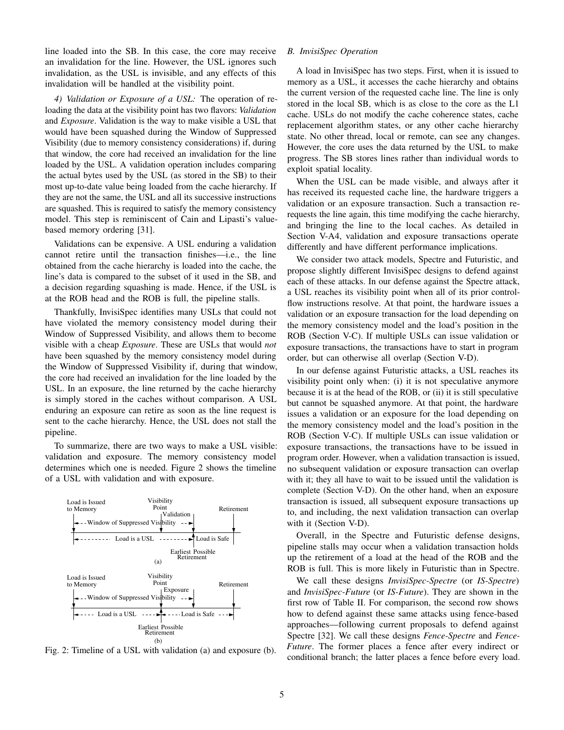line loaded into the SB. In this case, the core may receive an invalidation for the line. However, the USL ignores such invalidation, as the USL is invisible, and any effects of this invalidation will be handled at the visibility point.

*4) Validation or Exposure of a USL:* The operation of reloading the data at the visibility point has two flavors: *Validation* and *Exposure*. Validation is the way to make visible a USL that would have been squashed during the Window of Suppressed Visibility (due to memory consistency considerations) if, during that window, the core had received an invalidation for the line loaded by the USL. A validation operation includes comparing the actual bytes used by the USL (as stored in the SB) to their most up-to-date value being loaded from the cache hierarchy. If they are not the same, the USL and all its successive instructions are squashed. This is required to satisfy the memory consistency model. This step is reminiscent of Cain and Lipasti's value-based memory ordering [31].

Validations can be expensive. A USL enduring a validation cannot retire until the transaction finishes—i.e., the line obtained from the cache hierarchy is loaded into the cache, the line's data is compared to the subset of it used in the SB, and a decision regarding squashing is made. Hence, if the USL is at the ROB head and the ROB is full, the pipeline stalls.

Thankfully, InvisiSpec identifies many USLs that could not have violated the memory consistency model during their Window of Suppressed Visibility, and allows them to become visible with a cheap *Exposure*. These are USLs that would *not* have been squashed by the memory consistency model during the Window of Suppressed Visibility if, during that window, the core had received an invalidation for the line loaded by the USL. In an exposure, the line returned by the cache hierarchy is simply stored in the caches without comparison. A USL enduring an exposure can retire as soon as the line request is sent to the cache hierarchy. Hence, the USL does not stall the pipeline.

To summarize, there are two ways to make a USL visible: validation and exposure. The memory consistency model determines which one is needed. Figure 2 shows the timeline of a USL with validation and with exposure.

Fig. 2: Timeline of a USL with validation (a) and exposure (b).

### B. InvisiSpec Operation

A load in InvisiSpec has two steps. First, when it is issued to memory as a USL, it accesses the cache hierarchy and obtains the current version of the requested cache line. The line is only stored in the local SB, which is as close to the core as the L1 cache. USLs do not modify the cache coherence states, cache replacement algorithm states, or any other cache hierarchy state. No other thread, local or remote, can see any changes. However, the core uses the data returned by the USL to make progress. The SB stores lines rather than individual words to exploit spatial locality.

When the USL can be made visible, and always after it has received its requested cache line, the hardware triggers a validation or an exposure transaction. Such a transaction re-requests the line again, this time modifying the cache hierarchy, and bringing the line to the local caches. As detailed in Section V-A4, validation and exposure transactions operate differently and have different performance implications.

We consider two attack models, Spectre and Futuristic, and propose slightly different InvisiSpec designs to defend against each of these attacks. In our defense against the Spectre attack, a USL reaches its visibility point when all of its prior control-flow instructions resolve. At that point, the hardware issues a validation or an exposure transaction for the load depending on the memory consistency model and the load's position in the ROB (Section V-C). If multiple USLs can issue validation or exposure transactions, the transactions have to start in program order, but can otherwise all overlap (Section V-D).

In our defense against Futuristic attacks, a USL reaches its visibility point only when: (i) it is not speculative anymore because it is at the head of the ROB, or (ii) it is still speculative but cannot be squashed anymore. At that point, the hardware issues a validation or an exposure for the load depending on the memory consistency model and the load's position in the ROB (Section V-C). If multiple USLs can issue validation or exposure transactions, the transactions have to be issued in program order. However, when a validation transaction is issued, no subsequent validation or exposure transaction can overlap with it; they all have to wait to be issued until the validation is complete (Section V-D). On the other hand, when an exposure transaction is issued, all subsequent exposure transactions up to, and including, the next validation transaction can overlap with it (Section V-D).

Overall, in the Spectre and Futuristic defense designs, pipeline stalls may occur when a validation transaction holds up the retirement of a load at the head of the ROB and the ROB is full. This is more likely in Futuristic than in Spectre.

We call these designs *InvisiSpec-Spectre* (or *IS-Spectre*) and *InvisiSpec-Future* (or *IS-Future*). They are shown in the first row of Table II. For comparison, the second row shows how to defend against these same attacks using fence-based approaches—following current proposals to defend against Spectre [32]. We call these designs *Fence-Spectre* and *Fence-Future*. The former places a fence after every indirect or conditional branch; the latter places a fence before every load.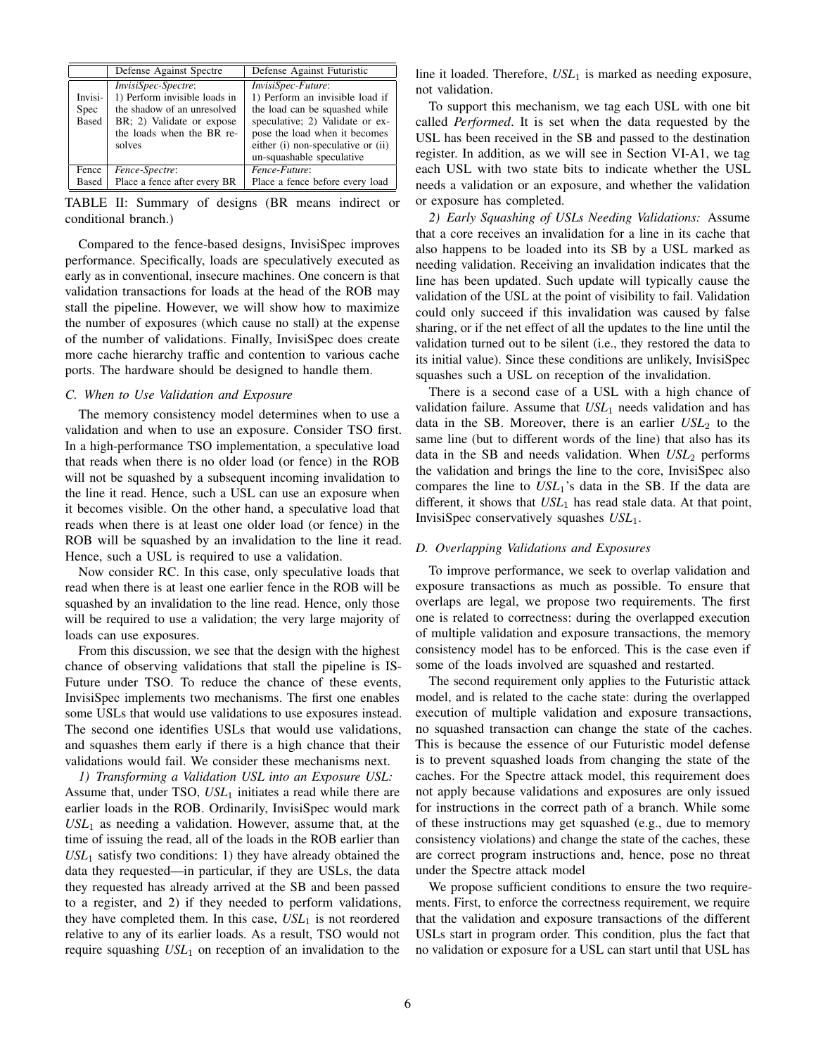| | Defense Against Spectre | Defense Against Futuristic |
|---|---|---|
| Invisi-Spec Based | *InvisiSpec-Spectre*: 1) Perform invisible loads in the shadow of an unresolved BR; 2) Validate or expose the loads when the BR resolves | *InvisiSpec-Future*: 1) Perform an invisible load if the load can be squashed while speculative; 2) Validate or expose the load when it becomes either (i) non-speculative or (ii) un-squashable speculative |
| Fence Based | *Fence-Spectre*: Place a fence after every BR | *Fence-Future*: Place a fence before every load |

TABLE II: Summary of designs (BR means indirect or conditional branch.)

Compared to the fence-based designs, InvisiSpec improves performance. Specifically, loads are speculatively executed as early as in conventional, insecure machines. One concern is that validation transactions for loads at the head of the ROB may stall the pipeline. However, we will show how to maximize the number of exposures (which cause no stall) at the expense of the number of validations. Finally, InvisiSpec does create more cache hierarchy traffic and contention to various cache ports. The hardware should be designed to handle them.

### C. When to Use Validation and Exposure

The memory consistency model determines when to use a validation and when to use an exposure. Consider TSO first. In a high-performance TSO implementation, a speculative load that reads when there is no older load (or fence) in the ROB will not be squashed by a subsequent incoming invalidation to the line it read. Hence, such a USL can use an exposure when it becomes visible. On the other hand, a speculative load that reads when there is at least one older load (or fence) in the ROB will be squashed by an invalidation to the line it read. Hence, such a USL is required to use a validation.

Now consider RC. In this case, only speculative loads that read when there is at least one earlier fence in the ROB will be squashed by an invalidation to the line read. Hence, only those will be required to use a validation; the very large majority of loads can use exposures.

From this discussion, we see that the design with the highest chance of observing validations that stall the pipeline is IS-Future under TSO. To reduce the chance of these events, InvisiSpec implements two mechanisms. The first one enables some USLs that would use validations to use exposures instead. The second one identifies USLs that would use validations, and squashes them early if there is a high chance that their validations would fail. We consider these mechanisms next.

*1) Transforming a Validation USL into an Exposure USL:* Assume that, under TSO, $USL_1$ initiates a read while there are earlier loads in the ROB. Ordinarily, InvisiSpec would mark $USL_1$ as needing a validation. However, assume that, at the time of issuing the read, all of the loads in the ROB earlier than $USL_1$ satisfy two conditions: 1) they have already obtained the data they requested—in particular, if they are USLs, the data they requested has already arrived at the SB and been passed to a register, and 2) if they needed to perform validations, they have completed them. In this case, $USL_1$ is not reordered relative to any of its earlier loads. As a result, TSO would not require squashing $USL_1$ on reception of an invalidation to the line it loaded. Therefore, $USL_1$ is marked as needing exposure, not validation.

To support this mechanism, we tag each USL with one bit called *Performed*. It is set when the data requested by the USL has been received in the SB and passed to the destination register. In addition, as we will see in Section VI-A1, we tag each USL with two state bits to indicate whether the USL needs a validation or an exposure, and whether the validation or exposure has completed.

*2) Early Squashing of USLs Needing Validations:* Assume that a core receives an invalidation for a line in its cache that also happens to be loaded into its SB by a USL marked as needing validation. Receiving an invalidation indicates that the line has been updated. Such update will typically cause the validation of the USL at the point of visibility to fail. Validation could only succeed if this invalidation was caused by false sharing, or if the net effect of all the updates to the line until the validation turned out to be silent (i.e., they restored the data to its initial value). Since these conditions are unlikely, InvisiSpec squashes such a USL on reception of the invalidation.

There is a second case of a USL with a high chance of validation failure. Assume that $USL_1$ needs validation and has data in the SB. Moreover, there is an earlier $USL_2$ to the same line (but to different words of the line) that also has its data in the SB and needs validation. When $USL_2$ performs the validation and brings the line to the core, InvisiSpec also compares the line to $USL_1$'s data in the SB. If the data are different, it shows that $USL_1$ has read stale data. At that point, InvisiSpec conservatively squashes $USL_1$.

### D. Overlapping Validations and Exposures

To improve performance, we seek to overlap validation and exposure transactions as much as possible. To ensure that overlaps are legal, we propose two requirements. The first one is related to correctness: during the overlapped execution of multiple validation and exposure transactions, the memory consistency model has to be enforced. This is the case even if some of the loads involved are squashed and restarted.

The second requirement only applies to the Futuristic attack model, and is related to the cache state: during the overlapped execution of multiple validation and exposure transactions, no squashed transaction can change the state of the caches. This is because the essence of our Futuristic model defense is to prevent squashed loads from changing the state of the caches. For the Spectre attack model, this requirement does not apply because validations and exposures are only issued for instructions in the correct path of a branch. While some of these instructions may get squashed (e.g., due to memory consistency violations) and change the state of the caches, these are correct program instructions and, hence, pose no threat under the Spectre attack model

We propose sufficient conditions to ensure the two requirements. First, to enforce the correctness requirement, we require that the validation and exposure transactions of the different USLs start in program order. This condition, plus the fact that no validation or exposure for a USL can start until that USL has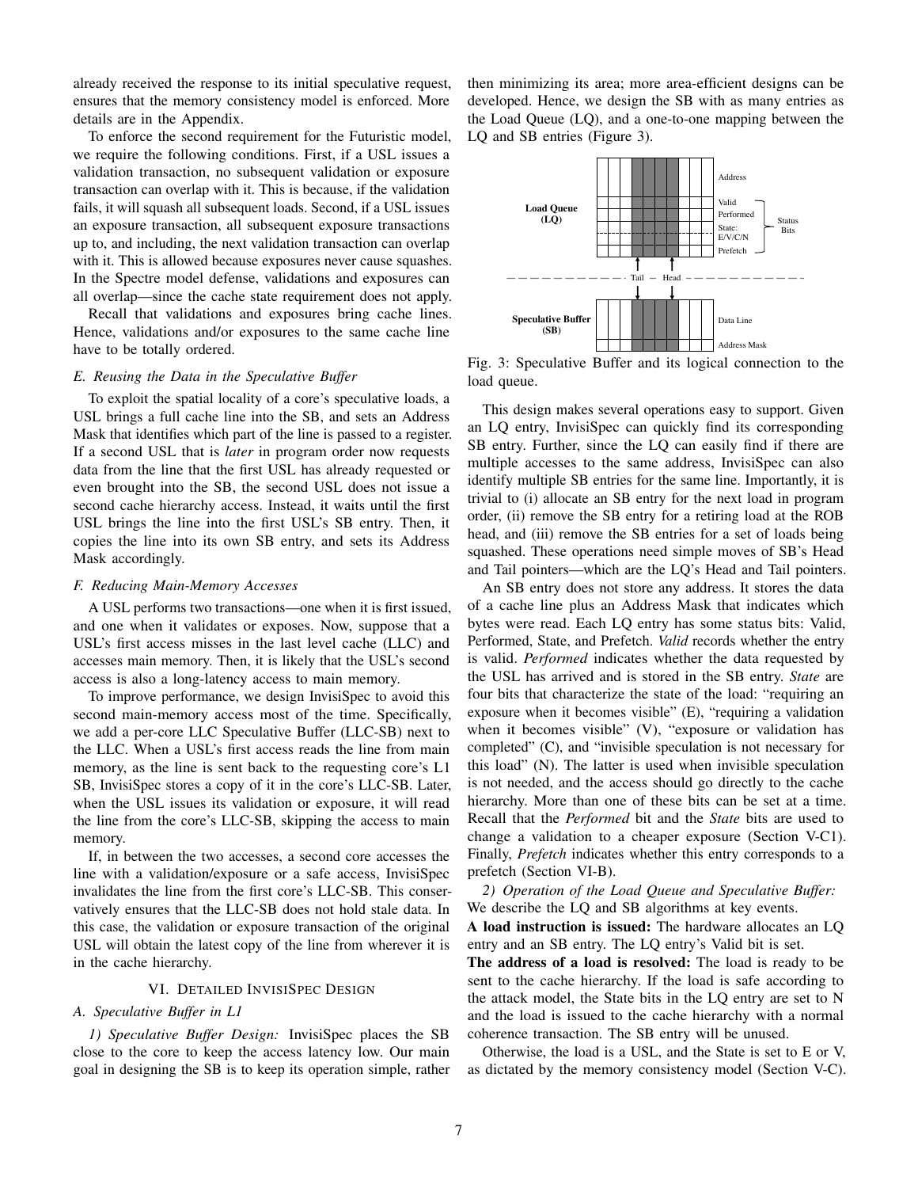already received the response to its initial speculative request, ensures that the memory consistency model is enforced. More details are in the Appendix.

To enforce the second requirement for the Futuristic model, we require the following conditions. First, if a USL issues a validation transaction, no subsequent validation or exposure transaction can overlap with it. This is because, if the validation fails, it will squash all subsequent loads. Second, if a USL issues an exposure transaction, all subsequent exposure transactions up to, and including, the next validation transaction can overlap with it. This is allowed because exposures never cause squashes. In the Spectre model defense, validations and exposures can all overlap—since the cache state requirement does not apply.

Recall that validations and exposures bring cache lines. Hence, validations and/or exposures to the same cache line have to be totally ordered.

### *E. Reusing the Data in the Speculative Buffer*

To exploit the spatial locality of a core's speculative loads, a USL brings a full cache line into the SB, and sets an Address Mask that identifies which part of the line is passed to a register. If a second USL that is *later* in program order now requests data from the line that the first USL has already requested or even brought into the SB, the second USL does not issue a second cache hierarchy access. Instead, it waits until the first USL brings the line into the first USL's SB entry. Then, it copies the line into its own SB entry, and sets its Address Mask accordingly.

### *F. Reducing Main-Memory Accesses*

A USL performs two transactions—one when it is first issued, and one when it validates or exposes. Now, suppose that a USL's first access misses in the last level cache (LLC) and accesses main memory. Then, it is likely that the USL's second access is also a long-latency access to main memory.

To improve performance, we design InvisiSpec to avoid this second main-memory access most of the time. Specifically, we add a per-core LLC Speculative Buffer (LLC-SB) next to the LLC. When a USL's first access reads the line from main memory, as the line is sent back to the requesting core's L1 SB, InvisiSpec stores a copy of it in the core's LLC-SB. Later, when the USL issues its validation or exposure, it will read the line from the core's LLC-SB, skipping the access to main memory.

If, in between the two accesses, a second core accesses the line with a validation/exposure or a safe access, InvisiSpec invalidates the line from the first core's LLC-SB. This conservatively ensures that the LLC-SB does not hold stale data. In this case, the validation or exposure transaction of the original USL will obtain the latest copy of the line from wherever it is in the cache hierarchy.

## VI. Detailed InvisiSpec Design

### *A. Speculative Buffer in L1*

*1) Speculative Buffer Design:* InvisiSpec places the SB close to the core to keep the access latency low. Our main goal in designing the SB is to keep its operation simple, rather then minimizing its area; more area-efficient designs can be developed. Hence, we design the SB with as many entries as the Load Queue (LQ), and a one-to-one mapping between the LQ and SB entries (Figure 3).

Load Queue (LQ)
Address
Valid
Performed
State: E/V/C/N
Prefetch
Status Bits
Tail
Head
Speculative Buffer (SB)
Data Line
Address Mask

Fig. 3: Speculative Buffer and its logical connection to the load queue.

This design makes several operations easy to support. Given an LQ entry, InvisiSpec can quickly find its corresponding SB entry. Further, since the LQ can easily find if there are multiple accesses to the same address, InvisiSpec can also identify multiple SB entries for the same line. Importantly, it is trivial to (i) allocate an SB entry for the next load in program order, (ii) remove the SB entry for a retiring load at the ROB head, and (iii) remove the SB entries for a set of loads being squashed. These operations need simple moves of SB's Head and Tail pointers—which are the LQ's Head and Tail pointers.

An SB entry does not store any address. It stores the data of a cache line plus an Address Mask that indicates which bytes were read. Each LQ entry has some status bits: Valid, Performed, State, and Prefetch. *Valid* records whether the entry is valid. *Performed* indicates whether the data requested by the USL has arrived and is stored in the SB entry. *State* are four bits that characterize the state of the load: "requiring an exposure when it becomes visible" (E), "requiring a validation when it becomes visible" (V), "exposure or validation has completed" (C), and "invisible speculation is not necessary for this load" (N). The latter is used when invisible speculation is not needed, and the access should go directly to the cache hierarchy. More than one of these bits can be set at a time. Recall that the *Performed* bit and the *State* bits are used to change a validation to a cheaper exposure (Section V-C1). Finally, *Prefetch* indicates whether this entry corresponds to a prefetch (Section VI-B).

*2) Operation of the Load Queue and Speculative Buffer:* We describe the LQ and SB algorithms at key events.

**A load instruction is issued:** The hardware allocates an LQ entry and an SB entry. The LQ entry's Valid bit is set.

**The address of a load is resolved:** The load is ready to be sent to the cache hierarchy. If the load is safe according to the attack model, the State bits in the LQ entry are set to N and the load is issued to the cache hierarchy with a normal coherence transaction. The SB entry will be unused.

Otherwise, the load is a USL, and the State is set to E or V, as dictated by the memory consistency model (Section V-C).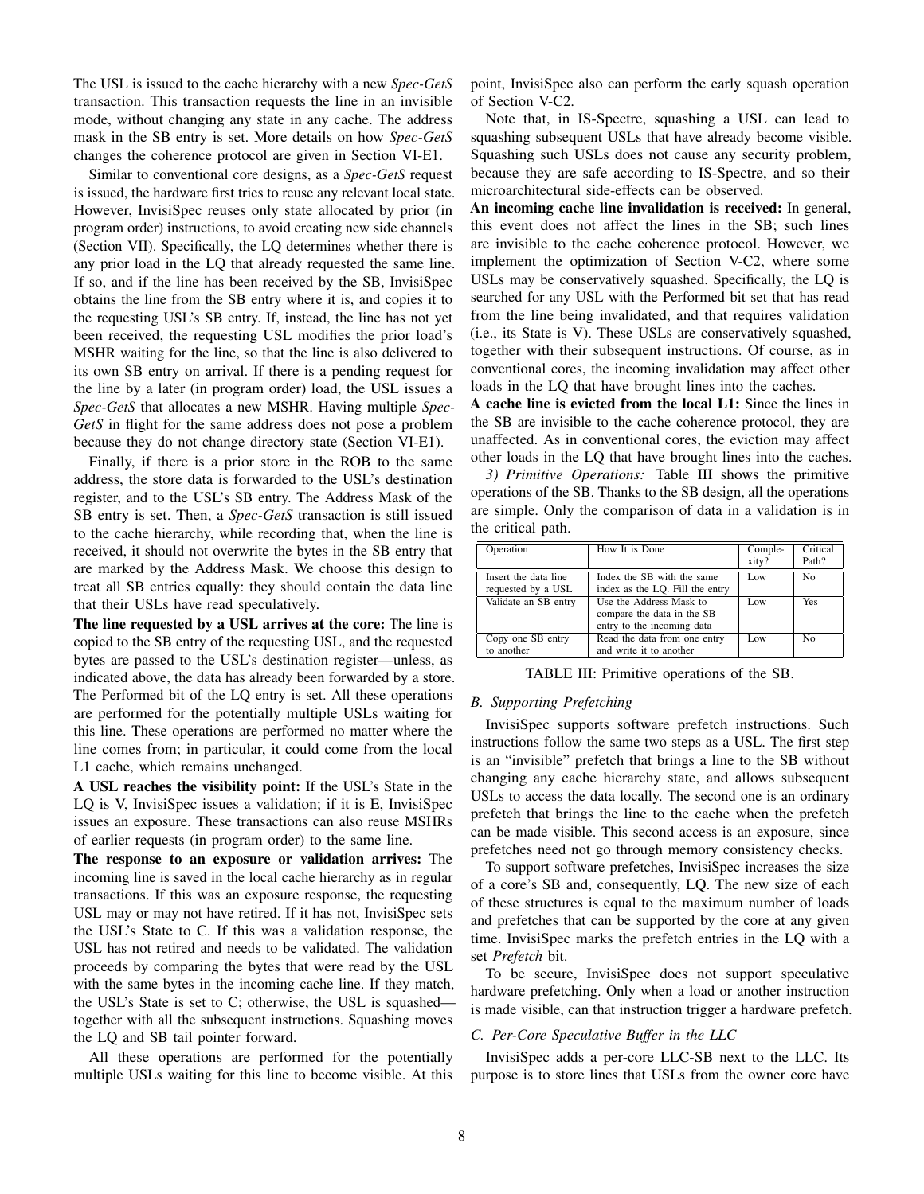The USL is issued to the cache hierarchy with a new *Spec-GetS* transaction. This transaction requests the line in an invisible mode, without changing any state in any cache. The address mask in the SB entry is set. More details on how *Spec-GetS* changes the coherence protocol are given in Section VI-E1.

Similar to conventional core designs, as a *Spec-GetS* request is issued, the hardware first tries to reuse any relevant local state. However, InvisiSpec reuses only state allocated by prior (in program order) instructions, to avoid creating new side channels (Section VII). Specifically, the LQ determines whether there is any prior load in the LQ that already requested the same line. If so, and if the line has been received by the SB, InvisiSpec obtains the line from the SB entry where it is, and copies it to the requesting USL's SB entry. If, instead, the line has not yet been received, the requesting USL modifies the prior load's MSHR waiting for the line, so that the line is also delivered to its own SB entry on arrival. If there is a pending request for the line by a later (in program order) load, the USL issues a *Spec-GetS* that allocates a new MSHR. Having multiple *Spec-GetS* in flight for the same address does not pose a problem because they do not change directory state (Section VI-E1).

Finally, if there is a prior store in the ROB to the same address, the store data is forwarded to the USL's destination register, and to the USL's SB entry. The Address Mask of the SB entry is set. Then, a *Spec-GetS* transaction is still issued to the cache hierarchy, while recording that, when the line is received, it should not overwrite the bytes in the SB entry that are marked by the Address Mask. We choose this design to treat all SB entries equally: they should contain the data line that their USLs have read speculatively.

**The line requested by a USL arrives at the core:** The line is copied to the SB entry of the requesting USL, and the requested bytes are passed to the USL's destination register—unless, as indicated above, the data has already been forwarded by a store. The Performed bit of the LQ entry is set. All these operations are performed for the potentially multiple USLs waiting for this line. These operations are performed no matter where the line comes from; in particular, it could come from the local L1 cache, which remains unchanged.

**A USL reaches the visibility point:** If the USL's State in the LQ is V, InvisiSpec issues a validation; if it is E, InvisiSpec issues an exposure. These transactions can also reuse MSHRs of earlier requests (in program order) to the same line.

**The response to an exposure or validation arrives:** The incoming line is saved in the local cache hierarchy as in regular transactions. If this was an exposure response, the requesting USL may or may not have retired. If it has not, InvisiSpec sets the USL's State to C. If this was a validation response, the USL has not retired and needs to be validated. The validation proceeds by comparing the bytes that were read by the USL with the same bytes in the incoming cache line. If they match, the USL's State is set to C; otherwise, the USL is squashed—together with all the subsequent instructions. Squashing moves the LQ and SB tail pointer forward.

All these operations are performed for the potentially multiple USLs waiting for this line to become visible. At this point, InvisiSpec also can perform the early squash operation of Section V-C2.

Note that, in IS-Spectre, squashing a USL can lead to squashing subsequent USLs that have already become visible. Squashing such USLs does not cause any security problem, because they are safe according to IS-Spectre, and so their microarchitectural side-effects can be observed.

**An incoming cache line invalidation is received:** In general, this event does not affect the lines in the SB; such lines are invisible to the cache coherence protocol. However, we implement the optimization of Section V-C2, where some USLs may be conservatively squashed. Specifically, the LQ is searched for any USL with the Performed bit set that has read from the line being invalidated, and that requires validation (i.e., its State is V). These USLs are conservatively squashed, together with their subsequent instructions. Of course, as in conventional cores, the incoming invalidation may affect other loads in the LQ that have brought lines into the caches.

**A cache line is evicted from the local L1:** Since the lines in the SB are invisible to the cache coherence protocol, they are unaffected. As in conventional cores, the eviction may affect other loads in the LQ that have brought lines into the caches.

*3) Primitive Operations:* Table III shows the primitive operations of the SB. Thanks to the SB design, all the operations are simple. Only the comparison of data in a validation is in the critical path.

| Operation | How It is Done | Complexity? | Critical Path? |
|---|---|---|---|
| Insert the data line requested by a USL | Index the SB with the same index as the LQ. Fill the entry | Low | No |
| Validate an SB entry | Use the Address Mask to compare the data in the SB entry to the incoming data | Low | Yes |
| Copy one SB entry to another | Read the data from one entry and write it to another | Low | No |

TABLE III: Primitive operations of the SB.

### B. Supporting Prefetching

InvisiSpec supports software prefetch instructions. Such instructions follow the same two steps as a USL. The first step is an "invisible" prefetch that brings a line to the SB without changing any cache hierarchy state, and allows subsequent USLs to access the data locally. The second one is an ordinary prefetch that brings the line to the cache when the prefetch can be made visible. This second access is an exposure, since prefetches need not go through memory consistency checks.

To support software prefetches, InvisiSpec increases the size of a core's SB and, consequently, LQ. The new size of each of these structures is equal to the maximum number of loads and prefetches that can be supported by the core at any given time. InvisiSpec marks the prefetch entries in the LQ with a set *Prefetch* bit.

To be secure, InvisiSpec does not support speculative hardware prefetching. Only when a load or another instruction is made visible, can that instruction trigger a hardware prefetch.

### C. Per-Core Speculative Buffer in the LLC

InvisiSpec adds a per-core LLC-SB next to the LLC. Its purpose is to store lines that USLs from the owner core have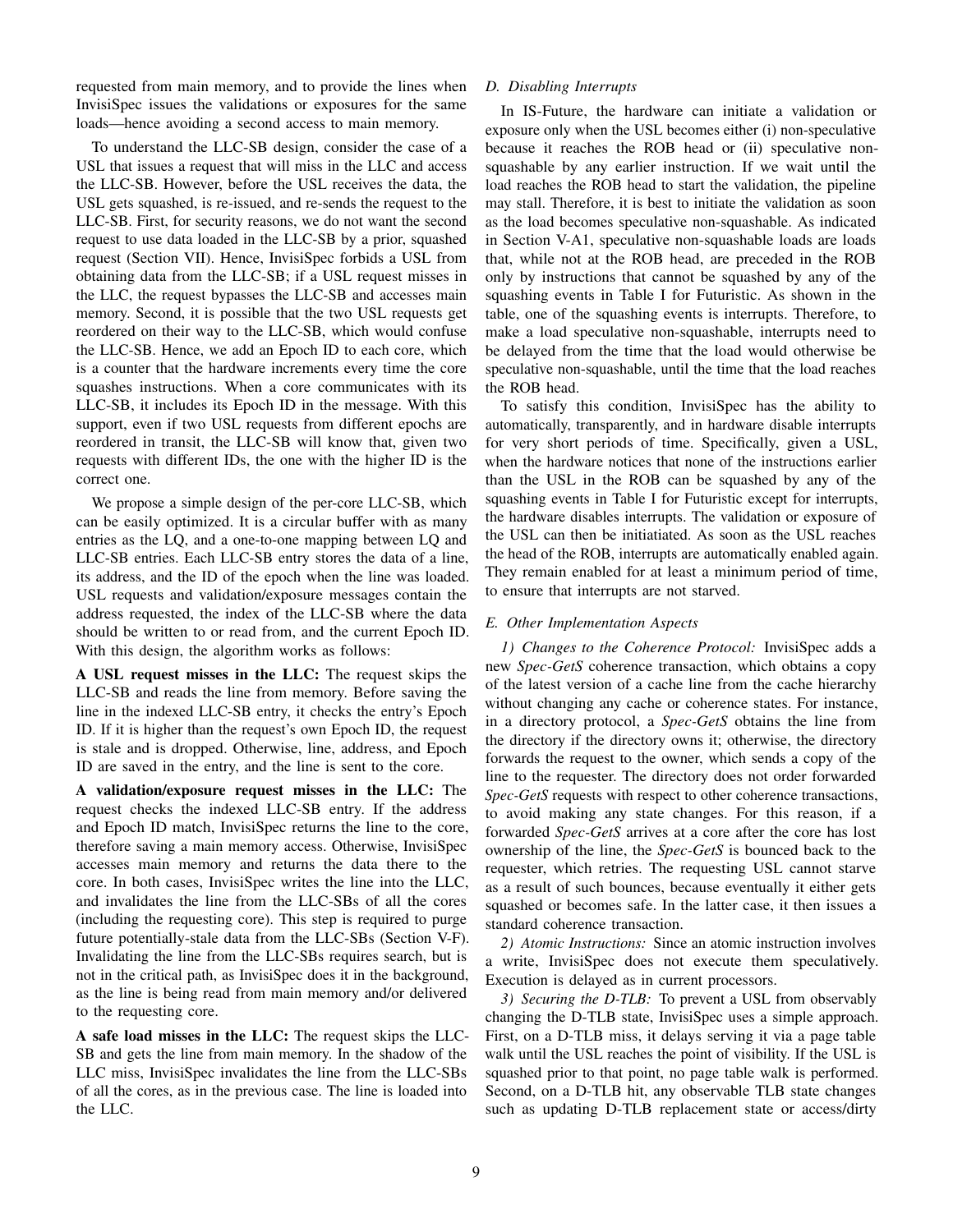requested from main memory, and to provide the lines when InvisiSpec issues the validations or exposures for the same loads—hence avoiding a second access to main memory.

To understand the LLC-SB design, consider the case of a USL that issues a request that will miss in the LLC and access the LLC-SB. However, before the USL receives the data, the USL gets squashed, is re-issued, and re-sends the request to the LLC-SB. First, for security reasons, we do not want the second request to use data loaded in the LLC-SB by a prior, squashed request (Section VII). Hence, InvisiSpec forbids a USL from obtaining data from the LLC-SB; if a USL request misses in the LLC, the request bypasses the LLC-SB and accesses main memory. Second, it is possible that the two USL requests get reordered on their way to the LLC-SB, which would confuse the LLC-SB. Hence, we add an Epoch ID to each core, which is a counter that the hardware increments every time the core squashes instructions. When a core communicates with its LLC-SB, it includes its Epoch ID in the message. With this support, even if two USL requests from different epochs are reordered in transit, the LLC-SB will know that, given two requests with different IDs, the one with the higher ID is the correct one.

We propose a simple design of the per-core LLC-SB, which can be easily optimized. It is a circular buffer with as many entries as the LQ, and a one-to-one mapping between LQ and LLC-SB entries. Each LLC-SB entry stores the data of a line, its address, and the ID of the epoch when the line was loaded. USL requests and validation/exposure messages contain the address requested, the index of the LLC-SB where the data should be written to or read from, and the current Epoch ID. With this design, the algorithm works as follows:

**A USL request misses in the LLC:** The request skips the LLC-SB and reads the line from memory. Before saving the line in the indexed LLC-SB entry, it checks the entry's Epoch ID. If it is higher than the request's own Epoch ID, the request is stale and is dropped. Otherwise, line, address, and Epoch ID are saved in the entry, and the line is sent to the core.

**A validation/exposure request misses in the LLC:** The request checks the indexed LLC-SB entry. If the address and Epoch ID match, InvisiSpec returns the line to the core, therefore saving a main memory access. Otherwise, InvisiSpec accesses main memory and returns the data there to the core. In both cases, InvisiSpec writes the line into the LLC, and invalidates the line from the LLC-SBs of all the cores (including the requesting core). This step is required to purge future potentially-stale data from the LLC-SBs (Section V-F). Invalidating the line from the LLC-SBs requires search, but is not in the critical path, as InvisiSpec does it in the background, as the line is being read from main memory and/or delivered to the requesting core.

**A safe load misses in the LLC:** The request skips the LLC-SB and gets the line from main memory. In the shadow of the LLC miss, InvisiSpec invalidates the line from the LLC-SBs of all the cores, as in the previous case. The line is loaded into the LLC.

### *D. Disabling Interrupts*

In IS-Future, the hardware can initiate a validation or exposure only when the USL becomes either (i) non-speculative because it reaches the ROB head or (ii) speculative non-squashable by any earlier instruction. If we wait until the load reaches the ROB head to start the validation, the pipeline may stall. Therefore, it is best to initiate the validation as soon as the load becomes speculative non-squashable. As indicated in Section V-A1, speculative non-squashable loads are loads that, while not at the ROB head, are preceded in the ROB only by instructions that cannot be squashed by any of the squashing events in Table I for Futuristic. As shown in the table, one of the squashing events is interrupts. Therefore, to make a load speculative non-squashable, interrupts need to be delayed from the time that the load would otherwise be speculative non-squashable, until the time that the load reaches the ROB head.

To satisfy this condition, InvisiSpec has the ability to automatically, transparently, and in hardware disable interrupts for very short periods of time. Specifically, given a USL, when the hardware notices that none of the instructions earlier than the USL in the ROB can be squashed by any of the squashing events in Table I for Futuristic except for interrupts, the hardware disables interrupts. The validation or exposure of the USL can then be initiatiated. As soon as the USL reaches the head of the ROB, interrupts are automatically enabled again. They remain enabled for at least a minimum period of time, to ensure that interrupts are not starved.

### *E. Other Implementation Aspects*

*1) Changes to the Coherence Protocol:* InvisiSpec adds a new *Spec-GetS* coherence transaction, which obtains a copy of the latest version of a cache line from the cache hierarchy without changing any cache or coherence states. For instance, in a directory protocol, a *Spec-GetS* obtains the line from the directory if the directory owns it; otherwise, the directory forwards the request to the owner, which sends a copy of the line to the requester. The directory does not order forwarded *Spec-GetS* requests with respect to other coherence transactions, to avoid making any state changes. For this reason, if a forwarded *Spec-GetS* arrives at a core after the core has lost ownership of the line, the *Spec-GetS* is bounced back to the requester, which retries. The requesting USL cannot starve as a result of such bounces, because eventually it either gets squashed or becomes safe. In the latter case, it then issues a standard coherence transaction.

*2) Atomic Instructions:* Since an atomic instruction involves a write, InvisiSpec does not execute them speculatively. Execution is delayed as in current processors.

*3) Securing the D-TLB:* To prevent a USL from observably changing the D-TLB state, InvisiSpec uses a simple approach. First, on a D-TLB miss, it delays serving it via a page table walk until the USL reaches the point of visibility. If the USL is squashed prior to that point, no page table walk is performed. Second, on a D-TLB hit, any observable TLB state changes such as updating D-TLB replacement state or access/dirty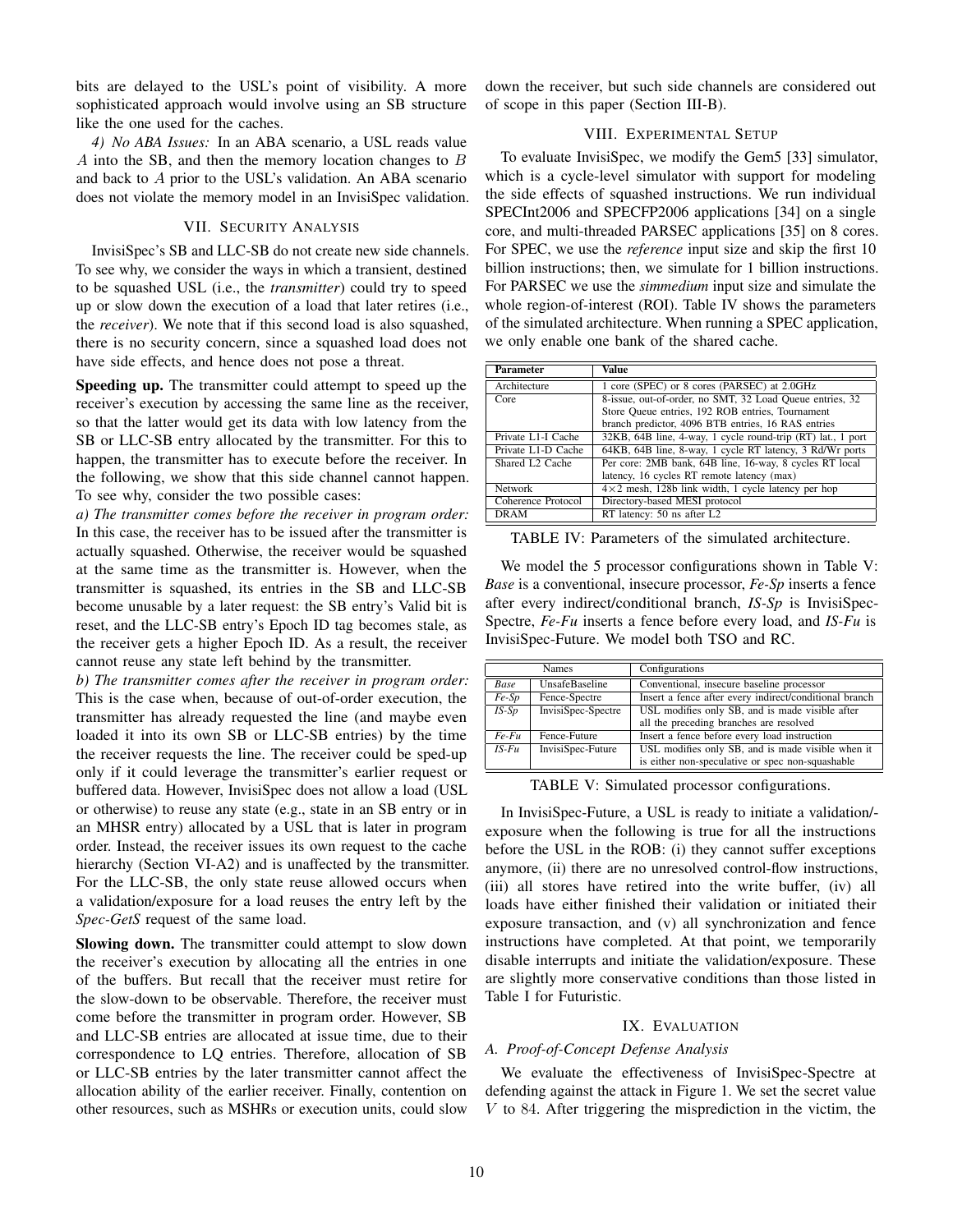bits are delayed to the USL's point of visibility. A more sophisticated approach would involve using an SB structure like the one used for the caches.

*4) No ABA Issues:* In an ABA scenario, a USL reads value $A$ into the SB, and then the memory location changes to $B$ and back to $A$ prior to the USL's validation. An ABA scenario does not violate the memory model in an InvisiSpec validation.

## VII. Security Analysis

InvisiSpec's SB and LLC-SB do not create new side channels. To see why, we consider the ways in which a transient, destined to be squashed USL (i.e., the *transmitter*) could try to speed up or slow down the execution of a load that later retires (i.e., the *receiver*). We note that if this second load is also squashed, there is no security concern, since a squashed load does not have side effects, and hence does not pose a threat.

**Speeding up.** The transmitter could attempt to speed up the receiver's execution by accessing the same line as the receiver, so that the latter would get its data with low latency from the SB or LLC-SB entry allocated by the transmitter. For this to happen, the transmitter has to execute before the receiver. In the following, we show that this side channel cannot happen. To see why, consider the two possible cases:

*a) The transmitter comes before the receiver in program order:* In this case, the receiver has to be issued after the transmitter is actually squashed. Otherwise, the receiver would be squashed at the same time as the transmitter is. However, when the transmitter is squashed, its entries in the SB and LLC-SB become unusable by a later request: the SB entry's Valid bit is reset, and the LLC-SB entry's Epoch ID tag becomes stale, as the receiver gets a higher Epoch ID. As a result, the receiver cannot reuse any state left behind by the transmitter.

*b) The transmitter comes after the receiver in program order:* This is the case when, because of out-of-order execution, the transmitter has already requested the line (and maybe even loaded it into its own SB or LLC-SB entries) by the time the receiver requests the line. The receiver could be sped-up only if it could leverage the transmitter's earlier request or buffered data. However, InvisiSpec does not allow a load (USL or otherwise) to reuse any state (e.g., state in an SB entry or in an MHSR entry) allocated by a USL that is later in program order. Instead, the receiver issues its own request to the cache hierarchy (Section VI-A2) and is unaffected by the transmitter. For the LLC-SB, the only state reuse allowed occurs when a validation/exposure for a load reuses the entry left by the *Spec-GetS* request of the same load.

**Slowing down.** The transmitter could attempt to slow down the receiver's execution by allocating all the entries in one of the buffers. But recall that the receiver must retire for the slow-down to be observable. Therefore, the receiver must come before the transmitter in program order. However, SB and LLC-SB entries are allocated at issue time, due to their correspondence to LQ entries. Therefore, allocation of SB or LLC-SB entries by the later transmitter cannot affect the allocation ability of the earlier receiver. Finally, contention on other resources, such as MSHRs or execution units, could slow down the receiver, but such side channels are considered out of scope in this paper (Section III-B).

## VIII. Experimental Setup

To evaluate InvisiSpec, we modify the Gem5 [33] simulator, which is a cycle-level simulator with support for modeling the side effects of squashed instructions. We run individual SPECInt2006 and SPECFP2006 applications [34] on a single core, and multi-threaded PARSEC applications [35] on 8 cores. For SPEC, we use the *reference* input size and skip the first 10 billion instructions; then, we simulate for 1 billion instructions. For PARSEC we use the *simmedium* input size and simulate the whole region-of-interest (ROI). Table IV shows the parameters of the simulated architecture. When running a SPEC application, we only enable one bank of the shared cache.

| Parameter | Value |
|---|---|
| Architecture | 1 core (SPEC) or 8 cores (PARSEC) at 2.0GHz |
| Core | 8-issue, out-of-order, no SMT, 32 Load Queue entries, 32 Store Queue entries, 192 ROB entries, Tournament branch predictor, 4096 BTB entries, 16 RAS entries |
| Private L1-I Cache | 32KB, 64B line, 4-way, 1 cycle round-trip (RT) lat., 1 port |
| Private L1-D Cache | 64KB, 64B line, 8-way, 1 cycle RT latency, 3 Rd/Wr ports |
| Shared L2 Cache | Per core: 2MB bank, 64B line, 16-way, 8 cycles RT local latency, 16 cycles RT remote latency (max) |
| Network | 4×2 mesh, 128b link width, 1 cycle latency per hop |
| Coherence Protocol | Directory-based MESI protocol |
| DRAM | RT latency: 50 ns after L2 |

TABLE IV: Parameters of the simulated architecture.

We model the 5 processor configurations shown in Table V: *Base* is a conventional, insecure processor, *Fe-Sp* inserts a fence after every indirect/conditional branch, *IS-Sp* is InvisiSpec-Spectre, *Fe-Fu* inserts a fence before every load, and *IS-Fu* is InvisiSpec-Future. We model both TSO and RC.

| Names | | Configurations |
|---|---|---|
| *Base* | UnsafeBaseline | Conventional, insecure baseline processor |
| *Fe-Sp* | Fence-Spectre | Insert a fence after every indirect/conditional branch |
| *IS-Sp* | InvisiSpec-Spectre | USL modifies only SB, and is made visible after all the preceding branches are resolved |
| *Fe-Fu* | Fence-Future | Insert a fence before every load instruction |
| *IS-Fu* | InvisiSpec-Future | USL modifies only SB, and is made visible when it is either non-speculative or spec non-squashable |

TABLE V: Simulated processor configurations.

In InvisiSpec-Future, a USL is ready to initiate a validation/-exposure when the following is true for all the instructions before the USL in the ROB: (i) they cannot suffer exceptions anymore, (ii) there are no unresolved control-flow instructions, (iii) all stores have retired into the write buffer, (iv) all loads have either finished their validation or initiated their exposure transaction, and (v) all synchronization and fence instructions have completed. At that point, we temporarily disable interrupts and initiate the validation/exposure. These are slightly more conservative conditions than those listed in Table I for Futuristic.

## IX. Evaluation

### A. Proof-of-Concept Defense Analysis

We evaluate the effectiveness of InvisiSpec-Spectre at defending against the attack in Figure 1. We set the secret value $V$ to 84. After triggering the misprediction in the victim, the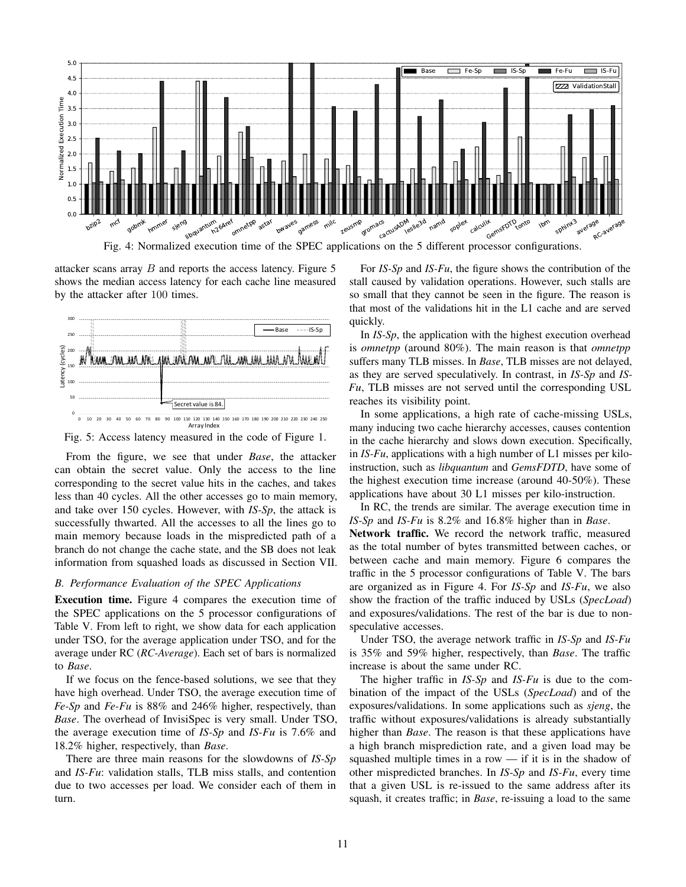Fig. 4: Normalized execution time of the SPEC applications on the 5 different processor configurations.

attacker scans array $B$ and reports the access latency. Figure 5 shows the median access latency for each cache line measured by the attacker after 100 times.

Fig. 5: Access latency measured in the code of Figure 1.

From the figure, we see that under *Base*, the attacker can obtain the secret value. Only the access to the line corresponding to the secret value hits in the caches, and takes less than 40 cycles. All the other accesses go to main memory, and take over 150 cycles. However, with *IS-Sp*, the attack is successfully thwarted. All the accesses to all the lines go to main memory because loads in the mispredicted path of a branch do not change the cache state, and the SB does not leak information from squashed loads as discussed in Section VII.

### B. Performance Evaluation of the SPEC Applications

**Execution time.** Figure 4 compares the execution time of the SPEC applications on the 5 processor configurations of Table V. From left to right, we show data for each application under TSO, for the average application under TSO, and for the average under RC (*RC-Average*). Each set of bars is normalized to *Base*.

If we focus on the fence-based solutions, we see that they have high overhead. Under TSO, the average execution time of *Fe-Sp* and *Fe-Fu* is 88% and 246% higher, respectively, than *Base*. The overhead of InvisiSpec is very small. Under TSO, the average execution time of *IS-Sp* and *IS-Fu* is 7.6% and 18.2% higher, respectively, than *Base*.

There are three main reasons for the slowdowns of *IS-Sp* and *IS-Fu*: validation stalls, TLB miss stalls, and contention due to two accesses per load. We consider each of them in turn.

For *IS-Sp* and *IS-Fu*, the figure shows the contribution of the stall caused by validation operations. However, such stalls are so small that they cannot be seen in the figure. The reason is that most of the validations hit in the L1 cache and are served quickly.

In *IS-Sp*, the application with the highest execution overhead is *omnetpp* (around 80%). The main reason is that *omnetpp* suffers many TLB misses. In *Base*, TLB misses are not delayed, as they are served speculatively. In contrast, in *IS-Sp* and *IS-Fu*, TLB misses are not served until the corresponding USL reaches its visibility point.

In some applications, a high rate of cache-missing USLs, many inducing two cache hierarchy accesses, causes contention in the cache hierarchy and slows down execution. Specifically, in *IS-Fu*, applications with a high number of L1 misses per kilo-instruction, such as *libquantum* and *GemsFDTD*, have some of the highest execution time increase (around 40-50%). These applications have about 30 L1 misses per kilo-instruction.

In RC, the trends are similar. The average execution time in *IS-Sp* and *IS-Fu* is 8.2% and 16.8% higher than in *Base*.

**Network traffic.** We record the network traffic, measured as the total number of bytes transmitted between caches, or between cache and main memory. Figure 6 compares the traffic in the 5 processor configurations of Table V. The bars are organized as in Figure 4. For *IS-Sp* and *IS-Fu*, we also show the fraction of the traffic induced by USLs (*SpecLoad*) and exposures/validations. The rest of the bar is due to non-speculative accesses.

Under TSO, the average network traffic in *IS-Sp* and *IS-Fu* is 35% and 59% higher, respectively, than *Base*. The traffic increase is about the same under RC.

The higher traffic in *IS-Sp* and *IS-Fu* is due to the combination of the impact of the USLs (*SpecLoad*) and of the exposures/validations. In some applications such as *sjeng*, the traffic without exposures/validations is already substantially higher than *Base*. The reason is that these applications have a high branch misprediction rate, and a given load may be squashed multiple times in a row — if it is in the shadow of other mispredicted branches. In *IS-Sp* and *IS-Fu*, every time that a given USL is re-issued to the same address after its squash, it creates traffic; in *Base*, re-issuing a load to the same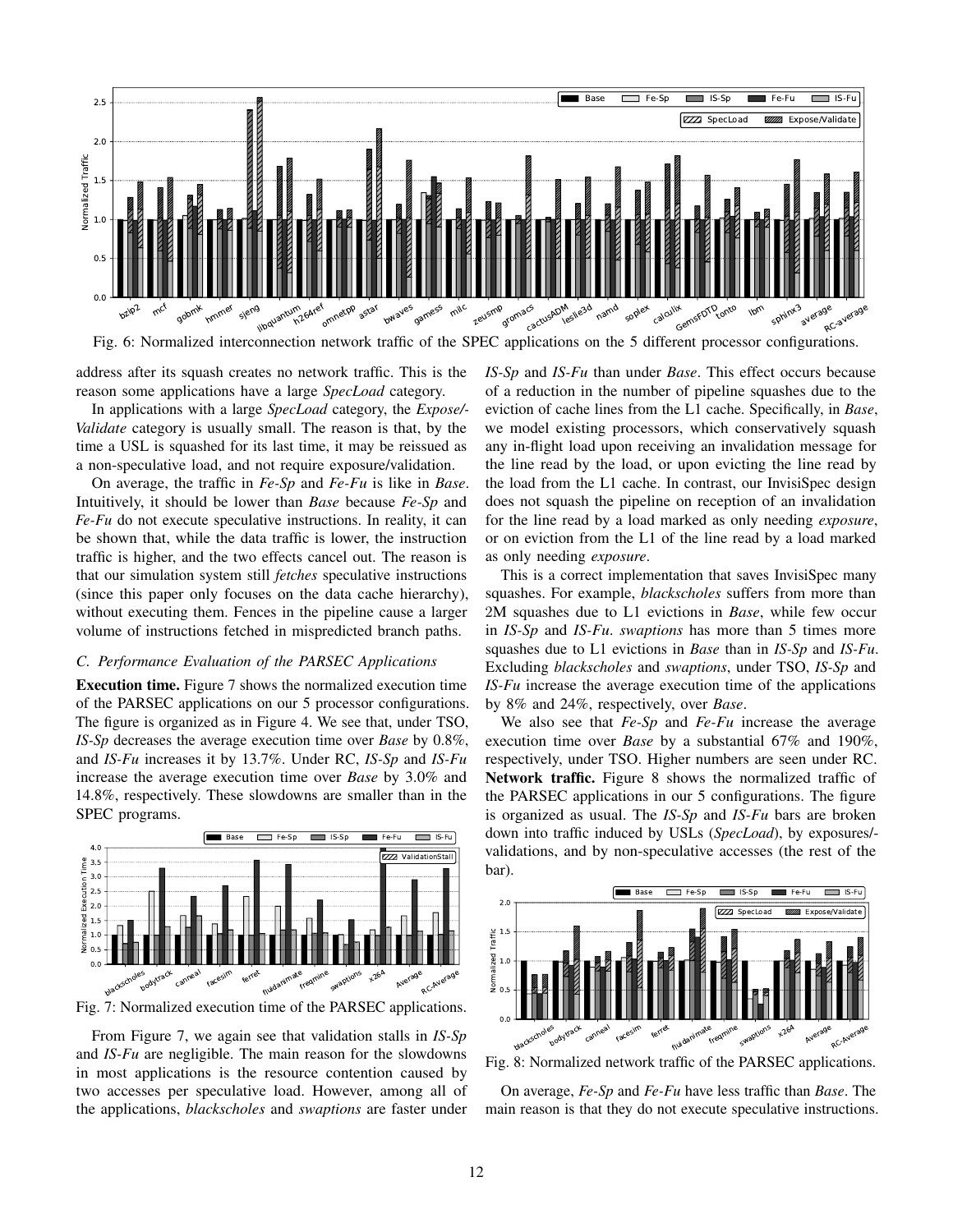Fig. 6: Normalized interconnection network traffic of the SPEC applications on the 5 different processor configurations.

address after its squash creates no network traffic. This is the reason some applications have a large *SpecLoad* category.

In applications with a large *SpecLoad* category, the *Expose/-Validate* category is usually small. The reason is that, by the time a USL is squashed for its last time, it may be reissued as a non-speculative load, and not require exposure/validation.

On average, the traffic in *Fe-Sp* and *Fe-Fu* is like in *Base*. Intuitively, it should be lower than *Base* because *Fe-Sp* and *Fe-Fu* do not execute speculative instructions. In reality, it can be shown that, while the data traffic is lower, the instruction traffic is higher, and the two effects cancel out. The reason is that our simulation system still *fetches* speculative instructions (since this paper only focuses on the data cache hierarchy), without executing them. Fences in the pipeline cause a larger volume of instructions fetched in mispredicted branch paths.

### C. Performance Evaluation of the PARSEC Applications

**Execution time.** Figure 7 shows the normalized execution time of the PARSEC applications on our 5 processor configurations. The figure is organized as in Figure 4. We see that, under TSO, *IS-Sp* decreases the average execution time over *Base* by 0.8%, and *IS-Fu* increases it by 13.7%. Under RC, *IS-Sp* and *IS-Fu* increase the average execution time over *Base* by 3.0% and 14.8%, respectively. These slowdowns are smaller than in the SPEC programs.

Fig. 7: Normalized execution time of the PARSEC applications.

From Figure 7, we again see that validation stalls in *IS-Sp* and *IS-Fu* are negligible. The main reason for the slowdowns in most applications is the resource contention caused by two accesses per speculative load. However, among all of the applications, *blackscholes* and *swaptions* are faster under *IS-Sp* and *IS-Fu* than under *Base*. This effect occurs because of a reduction in the number of pipeline squashes due to the eviction of cache lines from the L1 cache. Specifically, in *Base*, we model existing processors, which conservatively squash any in-flight load upon receiving an invalidation message for the line read by the load, or upon evicting the line read by the load from the L1 cache. In contrast, our InvisiSpec design does not squash the pipeline on reception of an invalidation for the line read by a load marked as only needing *exposure*, or on eviction from the L1 of the line read by a load marked as only needing *exposure*.

This is a correct implementation that saves InvisiSpec many squashes. For example, *blackscholes* suffers from more than 2M squashes due to L1 evictions in *Base*, while few occur in *IS-Sp* and *IS-Fu*. *swaptions* has more than 5 times more squashes due to L1 evictions in *Base* than in *IS-Sp* and *IS-Fu*. Excluding *blackscholes* and *swaptions*, under TSO, *IS-Sp* and *IS-Fu* increase the average execution time of the applications by 8% and 24%, respectively, over *Base*.

We also see that *Fe-Sp* and *Fe-Fu* increase the average execution time over *Base* by a substantial 67% and 190%, respectively, under TSO. Higher numbers are seen under RC.

**Network traffic.** Figure 8 shows the normalized traffic of the PARSEC applications in our 5 configurations. The figure is organized as usual. The *IS-Sp* and *IS-Fu* bars are broken down into traffic induced by USLs (*SpecLoad*), by exposures/-validations, and by non-speculative accesses (the rest of the bar).

Fig. 8: Normalized network traffic of the PARSEC applications.

On average, *Fe-Sp* and *Fe-Fu* have less traffic than *Base*. The main reason is that they do not execute speculative instructions.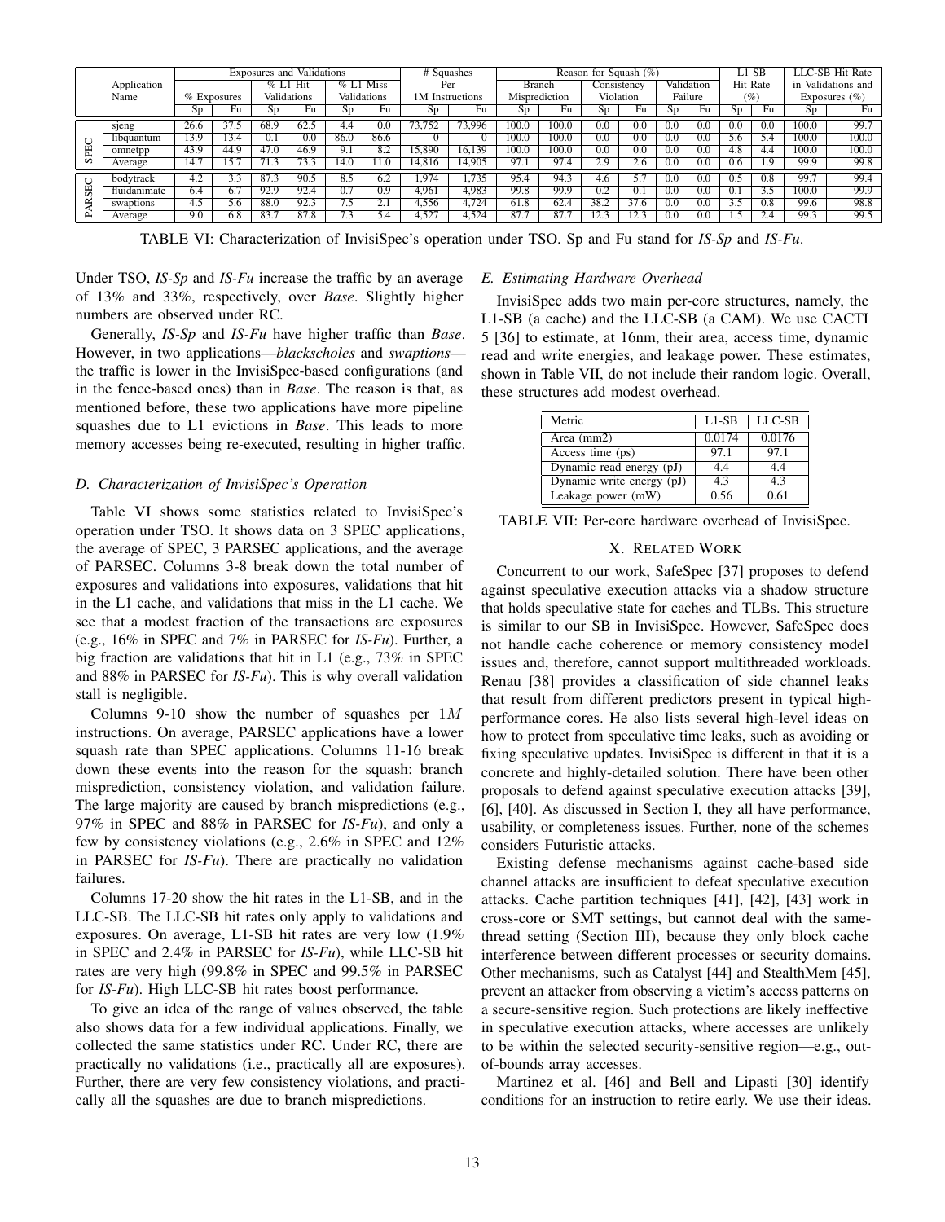| | Application Name | Exposures and Validations | | | | | | # Squashes Per 1M Instructions | | Reason for Squash (%) | | | | | | L1 SB Hit Rate (%) | | LLC-SB Hit Rate in Validations and Exposures (%) | |
|---|---|---|---|---|---|---|---|---|---|---|---|---|---|---|---|---|---|---|---|
| | | % Exposures | | % L1 Hit Validations | | % L1 Miss Validations | | | | Branch Misprediction | | Consistency Violation | | Validation Failure | | | | | |
| | | Sp | Fu | Sp | Fu | Sp | Fu | Sp | Fu | Sp | Fu | Sp | Fu | Sp | Fu | Sp | Fu | Sp | Fu |
| SPEC | sjeng | 26.6 | 37.5 | 68.9 | 62.5 | 4.4 | 0.0 | 73,752 | 73,996 | 100.0 | 100.0 | 0.0 | 0.0 | 0.0 | 0.0 | 0.0 | 0.0 | 100.0 | 99.7 |
| | libquantum | 13.9 | 13.4 | 0.1 | 0.0 | 86.0 | 86.6 | 0 | 0 | 100.0 | 100.0 | 0.0 | 0.0 | 0.0 | 0.0 | 5.6 | 5.4 | 100.0 | 100.0 |
| | omnetpp | 43.9 | 44.9 | 47.0 | 46.9 | 9.1 | 8.2 | 15,890 | 16,139 | 100.0 | 100.0 | 0.0 | 0.0 | 0.0 | 0.0 | 4.8 | 4.4 | 100.0 | 100.0 |
| | Average | 14.7 | 15.7 | 71.3 | 73.3 | 14.0 | 11.0 | 14,816 | 14,905 | 97.1 | 97.4 | 2.9 | 2.6 | 0.0 | 0.0 | 0.6 | 1.9 | 99.9 | 99.8 |
| PARSEC | bodytrack | 4.2 | 3.3 | 87.3 | 90.5 | 8.5 | 6.2 | 1,974 | 1,735 | 95.4 | 94.3 | 4.6 | 5.7 | 0.0 | 0.0 | 0.5 | 0.8 | 99.7 | 99.4 |
| | fluidanimate | 6.4 | 6.7 | 92.9 | 92.4 | 0.7 | 0.9 | 4,961 | 4,983 | 99.8 | 99.9 | 0.2 | 0.1 | 0.0 | 0.0 | 0.1 | 3.5 | 100.0 | 99.9 |
| | swaptions | 4.5 | 5.6 | 88.0 | 92.3 | 7.5 | 2.1 | 4,556 | 4,724 | 61.8 | 62.4 | 38.2 | 37.6 | 0.0 | 0.0 | 3.5 | 0.8 | 99.6 | 98.8 |
| | Average | 9.0 | 6.8 | 83.7 | 87.8 | 7.3 | 5.4 | 4,527 | 4,524 | 87.7 | 87.7 | 12.3 | 12.3 | 0.0 | 0.0 | 1.5 | 2.4 | 99.3 | 99.5 |

TABLE VI: Characterization of InvisiSpec's operation under TSO. Sp and Fu stand for *IS-Sp* and *IS-Fu*.

Under TSO, *IS-Sp* and *IS-Fu* increase the traffic by an average of 13% and 33%, respectively, over *Base*. Slightly higher numbers are observed under RC.

Generally, *IS-Sp* and *IS-Fu* have higher traffic than *Base*. However, in two applications—*blackscholes* and *swaptions*—the traffic is lower in the InvisiSpec-based configurations (and in the fence-based ones) than in *Base*. The reason is that, as mentioned before, these two applications have more pipeline squashes due to L1 evictions in *Base*. This leads to more memory accesses being re-executed, resulting in higher traffic.

### D. Characterization of InvisiSpec's Operation

Table VI shows some statistics related to InvisiSpec's operation under TSO. It shows data on 3 SPEC applications, the average of SPEC, 3 PARSEC applications, and the average of PARSEC. Columns 3-8 break down the total number of exposures and validations into exposures, validations that hit in the L1 cache, and validations that miss in the L1 cache. We see that a modest fraction of the transactions are exposures (e.g., 16% in SPEC and 7% in PARSEC for *IS-Fu*). Further, a big fraction are validations that hit in L1 (e.g., 73% in SPEC and 88% in PARSEC for *IS-Fu*). This is why overall validation stall is negligible.

Columns 9-10 show the number of squashes per $1M$ instructions. On average, PARSEC applications have a lower squash rate than SPEC applications. Columns 11-16 break down these events into the reason for the squash: branch misprediction, consistency violation, and validation failure. The large majority are caused by branch mispredictions (e.g., 97% in SPEC and 88% in PARSEC for *IS-Fu*), and only a few by consistency violations (e.g., 2.6% in SPEC and 12% in PARSEC for *IS-Fu*). There are practically no validation failures.

Columns 17-20 show the hit rates in the L1-SB, and in the LLC-SB. The LLC-SB hit rates only apply to validations and exposures. On average, L1-SB hit rates are very low (1.9% in SPEC and 2.4% in PARSEC for *IS-Fu*), while LLC-SB hit rates are very high (99.8% in SPEC and 99.5% in PARSEC for *IS-Fu*). High LLC-SB hit rates boost performance.

To give an idea of the range of values observed, the table also shows data for a few individual applications. Finally, we collected the same statistics under RC. Under RC, there are practically no validations (i.e., practically all are exposures). Further, there are very few consistency violations, and practically all the squashes are due to branch mispredictions.

### E. Estimating Hardware Overhead

InvisiSpec adds two main per-core structures, namely, the L1-SB (a cache) and the LLC-SB (a CAM). We use CACTI 5 [36] to estimate, at 16nm, their area, access time, dynamic read and write energies, and leakage power. These estimates, shown in Table VII, do not include their random logic. Overall, these structures add modest overhead.

| Metric | L1-SB | LLC-SB |
|---|---|---|
| Area (mm2) | 0.0174 | 0.0176 |
| Access time (ps) | 97.1 | 97.1 |
| Dynamic read energy (pJ) | 4.4 | 4.4 |
| Dynamic write energy (pJ) | 4.3 | 4.3 |
| Leakage power (mW) | 0.56 | 0.61 |

TABLE VII: Per-core hardware overhead of InvisiSpec.

## X. Related Work

Concurrent to our work, SafeSpec [37] proposes to defend against speculative execution attacks via a shadow structure that holds speculative state for caches and TLBs. This structure is similar to our SB in InvisiSpec. However, SafeSpec does not handle cache coherence or memory consistency model issues and, therefore, cannot support multithreaded workloads. Renau [38] provides a classification of side channel leaks that result from different predictors present in typical high-performance cores. He also lists several high-level ideas on how to protect from speculative time leaks, such as avoiding or fixing speculative updates. InvisiSpec is different in that it is a concrete and highly-detailed solution. There have been other proposals to defend against speculative execution attacks [39], [6], [40]. As discussed in Section I, they all have performance, usability, or completeness issues. Further, none of the schemes considers Futuristic attacks.

Existing defense mechanisms against cache-based side channel attacks are insufficient to defeat speculative execution attacks. Cache partition techniques [41], [42], [43] work in cross-core or SMT settings, but cannot deal with the same-thread setting (Section III), because they only block cache interference between different processes or security domains. Other mechanisms, such as Catalyst [44] and StealthMem [45], prevent an attacker from observing a victim's access patterns on a secure-sensitive region. Such protections are likely ineffective in speculative execution attacks, where accesses are unlikely to be within the selected security-sensitive region—e.g., out-of-bounds array accesses.

Martinez et al. [46] and Bell and Lipasti [30] identify conditions for an instruction to retire early. We use their ideas.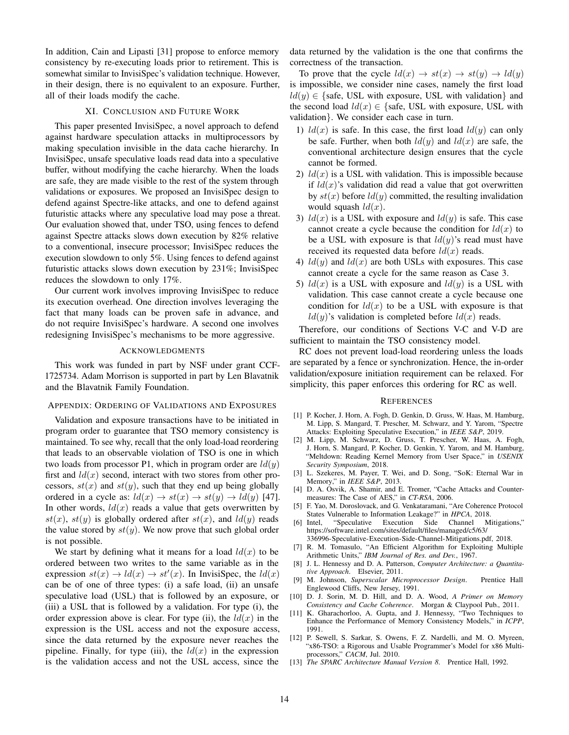In addition, Cain and Lipasti [31] propose to enforce memory consistency by re-executing loads prior to retirement. This is somewhat similar to InvisiSpec's validation technique. However, in their design, there is no equivalent to an exposure. Further, all of their loads modify the cache.

## XI. Conclusion and Future Work

This paper presented InvisiSpec, a novel approach to defend against hardware speculation attacks in multiprocessors by making speculation invisible in the data cache hierarchy. In InvisiSpec, unsafe speculative loads read data into a speculative buffer, without modifying the cache hierarchy. When the loads are safe, they are made visible to the rest of the system through validations or exposures. We proposed an InvisiSpec design to defend against Spectre-like attacks, and one to defend against futuristic attacks where any speculative load may pose a threat. Our evaluation showed that, under TSO, using fences to defend against Spectre attacks slows down execution by 82% relative to a conventional, insecure processor; InvisiSpec reduces the execution slowdown to only 5%. Using fences to defend against futuristic attacks slows down execution by 231%; InvisiSpec reduces the slowdown to only 17%.

Our current work involves improving InvisiSpec to reduce its execution overhead. One direction involves leveraging the fact that many loads can be proven safe in advance, and do not require InvisiSpec's hardware. A second one involves redesigning InvisiSpec's mechanisms to be more aggressive.

## Acknowledgments

This work was funded in part by NSF under grant CCF-1725734. Adam Morrison is supported in part by Len Blavatnik and the Blavatnik Family Foundation.

## Appendix: Ordering of Validations and Exposures

Validation and exposure transactions have to be initiated in program order to guarantee that TSO memory consistency is maintained. To see why, recall that the only load-load reordering that leads to an observable violation of TSO is one in which two loads from processor P1, which in program order are $ld(y)$ first and $ld(x)$ second, interact with two stores from other processors, $st(x)$ and $st(y)$, such that they end up being globally ordered in a cycle as: $ld(x) \rightarrow st(x) \rightarrow st(y) \rightarrow ld(y)$ [47]. In other words, $ld(x)$ reads a value that gets overwritten by $st(x)$, $st(y)$ is globally ordered after $st(x)$, and $ld(y)$ reads the value stored by $st(y)$. We now prove that such global order is not possible.

We start by defining what it means for a load $ld(x)$ to be ordered between two writes to the same variable as in the expression $st(x) \rightarrow ld(x) \rightarrow st'(x)$. In InvisiSpec, the $ld(x)$ can be of one of three types: (i) a safe load, (ii) an unsafe speculative load (USL) that is followed by an exposure, or (iii) a USL that is followed by a validation. For type (i), the order expression above is clear. For type (ii), the $ld(x)$ in the expression is the USL access and not the exposure access, since the data returned by the exposure never reaches the pipeline. Finally, for type (iii), the $ld(x)$ in the expression is the validation access and not the USL access, since the data returned by the validation is the one that confirms the correctness of the transaction.

To prove that the cycle $ld(x) \rightarrow st(x) \rightarrow st(y) \rightarrow ld(y)$ is impossible, we consider nine cases, namely the first load $ld(y) \in$ {safe, USL with exposure, USL with validation} and the second load $ld(x) \in$ {safe, USL with exposure, USL with validation}. We consider each case in turn.

1) $ld(x)$ is safe. In this case, the first load $ld(y)$ can only be safe. Further, when both $ld(y)$ and $ld(x)$ are safe, the conventional architecture design ensures that the cycle cannot be formed.
2) $ld(x)$ is a USL with validation. This is impossible because if $ld(x)$'s validation did read a value that got overwritten by $st(x)$ before $ld(y)$ committed, the resulting invalidation would squash $ld(x)$.
3) $ld(x)$ is a USL with exposure and $ld(y)$ is safe. This case cannot create a cycle because the condition for $ld(x)$ to be a USL with exposure is that $ld(y)$'s read must have received its requested data before $ld(x)$ reads.
4) $ld(y)$ and $ld(x)$ are both USLs with exposures. This case cannot create a cycle for the same reason as Case 3.
5) $ld(x)$ is a USL with exposure and $ld(y)$ is a USL with validation. This case cannot create a cycle because one condition for $ld(x)$ to be a USL with exposure is that $ld(y)$'s validation is completed before $ld(x)$ reads.

Therefore, our conditions of Sections V-C and V-D are sufficient to maintain the TSO consistency model.

RC does not prevent load-load reordering unless the loads are separated by a fence or synchronization. Hence, the in-order validation/exposure initiation requirement can be relaxed. For simplicity, this paper enforces this ordering for RC as well.

## References

[1] P. Kocher, J. Horn, A. Fogh, D. Genkin, D. Gruss, W. Haas, M. Hamburg, M. Lipp, S. Mangard, T. Prescher, M. Schwarz, and Y. Yarom, "Spectre Attacks: Exploiting Speculative Execution," in *IEEE S&P*, 2019.

[2] M. Lipp, M. Schwarz, D. Gruss, T. Prescher, W. Haas, A. Fogh, J. Horn, S. Mangard, P. Kocher, D. Genkin, Y. Yarom, and M. Hamburg, "Meltdown: Reading Kernel Memory from User Space," in *USENIX Security Symposium*, 2018.

[3] L. Szekeres, M. Payer, T. Wei, and D. Song, "SoK: Eternal War in Memory," in *IEEE S&P*, 2013.

[4] D. A. Osvik, A. Shamir, and E. Tromer, "Cache Attacks and Countermeasures: The Case of AES," in *CT-RSA*, 2006.

[5] F. Yao, M. Doroslovacki, and G. Venkataramani, "Are Coherence Protocol States Vulnerable to Information Leakage?" in *HPCA*, 2018.

[6] Intel, "Speculative Execution Side Channel Mitigations," https://software.intel.com/sites/default/files/managed/c5/63/336996-Speculative-Execution-Side-Channel-Mitigations.pdf, 2018.

[7] R. M. Tomasulo, "An Efficient Algorithm for Exploiting Multiple Arithmetic Units," *IBM Journal of Res. and Dev.*, 1967.

[8] J. L. Hennessy and D. A. Patterson, *Computer Architecture: a Quantitative Approach*. Elsevier, 2011.

[9] M. Johnson, *Superscalar Microprocessor Design*. Prentice Hall Englewood Cliffs, New Jersey, 1991.

[10] D. J. Sorin, M. D. Hill, and D. A. Wood, *A Primer on Memory Consistency and Cache Coherence*. Morgan & Claypool Pub., 2011.

[11] K. Gharachorloo, A. Gupta, and J. Hennessy, "Two Techniques to Enhance the Performance of Memory Consistency Models," in *ICPP*, 1991.

[12] P. Sewell, S. Sarkar, S. Owens, F. Z. Nardelli, and M. O. Myreen, "x86-TSO: a Rigorous and Usable Programmer's Model for x86 Multiprocessors," *CACM*, Jul. 2010.

[13] *The SPARC Architecture Manual Version 8*. Prentice Hall, 1992.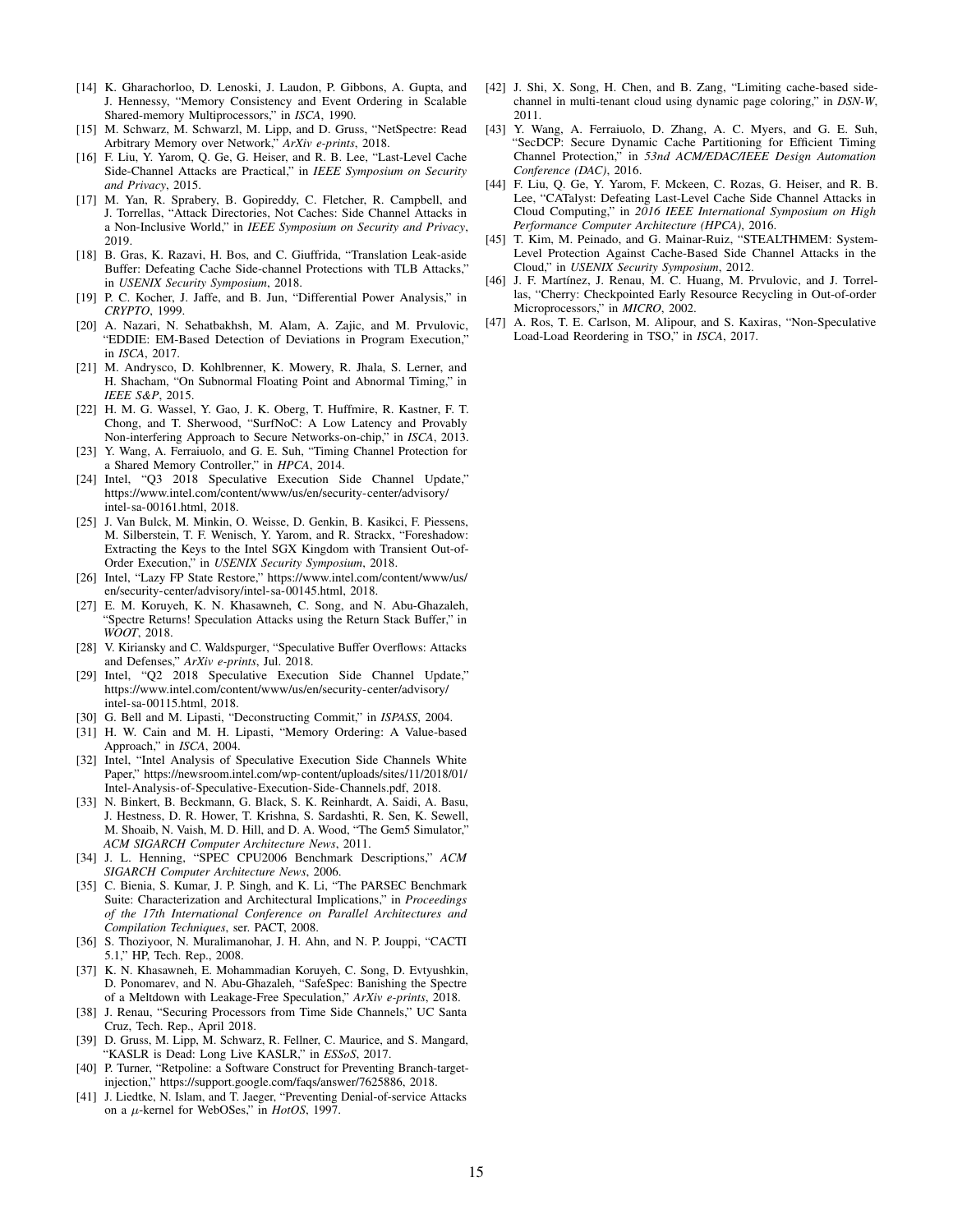[14] K. Gharachorloo, D. Lenoski, J. Laudon, P. Gibbons, A. Gupta, and J. Hennessy, "Memory Consistency and Event Ordering in Scalable Shared-memory Multiprocessors," in *ISCA*, 1990.

[15] M. Schwarz, M. Schwarzl, M. Lipp, and D. Gruss, "NetSpectre: Read Arbitrary Memory over Network," *ArXiv e-prints*, 2018.

[16] F. Liu, Y. Yarom, Q. Ge, G. Heiser, and R. B. Lee, "Last-Level Cache Side-Channel Attacks are Practical," in *IEEE Symposium on Security and Privacy*, 2015.

[17] M. Yan, R. Sprabery, B. Gopireddy, C. Fletcher, R. Campbell, and J. Torrellas, "Attack Directories, Not Caches: Side Channel Attacks in a Non-Inclusive World," in *IEEE Symposium on Security and Privacy*, 2019.

[18] B. Gras, K. Razavi, H. Bos, and C. Giuffrida, "Translation Leak-aside Buffer: Defeating Cache Side-channel Protections with TLB Attacks," in *USENIX Security Symposium*, 2018.

[19] P. C. Kocher, J. Jaffe, and B. Jun, "Differential Power Analysis," in *CRYPTO*, 1999.

[20] A. Nazari, N. Sehatbakhsh, M. Alam, A. Zajic, and M. Prvulovic, "EDDIE: EM-Based Detection of Deviations in Program Execution," in *ISCA*, 2017.

[21] M. Andrysco, D. Kohlbrenner, K. Mowery, R. Jhala, S. Lerner, and H. Shacham, "On Subnormal Floating Point and Abnormal Timing," in *IEEE S&P*, 2015.

[22] H. M. G. Wassel, Y. Gao, J. K. Oberg, T. Huffmire, R. Kastner, F. T. Chong, and T. Sherwood, "SurfNoC: A Low Latency and Provably Non-interfering Approach to Secure Networks-on-chip," in *ISCA*, 2013.

[23] Y. Wang, A. Ferraiuolo, and G. E. Suh, "Timing Channel Protection for a Shared Memory Controller," in *HPCA*, 2014.

[24] Intel, "Q3 2018 Speculative Execution Side Channel Update," https://www.intel.com/content/www/us/en/security-center/advisory/intel-sa-00161.html, 2018.

[25] J. Van Bulck, M. Minkin, O. Weisse, D. Genkin, B. Kasikci, F. Piessens, M. Silberstein, T. F. Wenisch, Y. Yarom, and R. Strackx, "Foreshadow: Extracting the Keys to the Intel SGX Kingdom with Transient Out-of-Order Execution," in *USENIX Security Symposium*, 2018.

[26] Intel, "Lazy FP State Restore," https://www.intel.com/content/www/us/en/security-center/advisory/intel-sa-00145.html, 2018.

[27] E. M. Koruyeh, K. N. Khasawneh, C. Song, and N. Abu-Ghazaleh, "Spectre Returns! Speculation Attacks using the Return Stack Buffer," in *WOOT*, 2018.

[28] V. Kiriansky and C. Waldspurger, "Speculative Buffer Overflows: Attacks and Defenses," *ArXiv e-prints*, Jul. 2018.

[29] Intel, "Q2 2018 Speculative Execution Side Channel Update," https://www.intel.com/content/www/us/en/security-center/advisory/intel-sa-00115.html, 2018.

[30] G. Bell and M. Lipasti, "Deconstructing Commit," in *ISPASS*, 2004.

[31] H. W. Cain and M. H. Lipasti, "Memory Ordering: A Value-based Approach," in *ISCA*, 2004.

[32] Intel, "Intel Analysis of Speculative Execution Side Channels White Paper," https://newsroom.intel.com/wp-content/uploads/sites/11/2018/01/Intel-Analysis-of-Speculative-Execution-Side-Channels.pdf, 2018.

[33] N. Binkert, B. Beckmann, G. Black, S. K. Reinhardt, A. Saidi, A. Basu, J. Hestness, D. R. Hower, T. Krishna, S. Sardashti, R. Sen, K. Sewell, M. Shoaib, N. Vaish, M. D. Hill, and D. A. Wood, "The Gem5 Simulator," *ACM SIGARCH Computer Architecture News*, 2011.

[34] J. L. Henning, "SPEC CPU2006 Benchmark Descriptions," *ACM SIGARCH Computer Architecture News*, 2006.

[35] C. Bienia, S. Kumar, J. P. Singh, and K. Li, "The PARSEC Benchmark Suite: Characterization and Architectural Implications," in *Proceedings of the 17th International Conference on Parallel Architectures and Compilation Techniques*, ser. PACT, 2008.

[36] S. Thoziyoor, N. Muralimanohar, J. H. Ahn, and N. P. Jouppi, "CACTI 5.1," HP, Tech. Rep., 2008.

[37] K. N. Khasawneh, E. Mohammadian Koruyeh, C. Song, D. Evtyushkin, D. Ponomarev, and N. Abu-Ghazaleh, "SafeSpec: Banishing the Spectre of a Meltdown with Leakage-Free Speculation," *ArXiv e-prints*, 2018.

[38] J. Renau, "Securing Processors from Time Side Channels," UC Santa Cruz, Tech. Rep., April 2018.

[39] D. Gruss, M. Lipp, M. Schwarz, R. Fellner, C. Maurice, and S. Mangard, "KASLR is Dead: Long Live KASLR," in *ESSoS*, 2017.

[40] P. Turner, "Retpoline: a Software Construct for Preventing Branch-target-injection," https://support.google.com/faqs/answer/7625886, 2018.

[41] J. Liedtke, N. Islam, and T. Jaeger, "Preventing Denial-of-service Attacks on a $\mu$-kernel for WebOSes," in *HotOS*, 1997.

[42] J. Shi, X. Song, H. Chen, and B. Zang, "Limiting cache-based side-channel in multi-tenant cloud using dynamic page coloring," in *DSN-W*, 2011.

[43] Y. Wang, A. Ferraiuolo, D. Zhang, A. C. Myers, and G. E. Suh, "SecDCP: Secure Dynamic Cache Partitioning for Efficient Timing Channel Protection," in *53nd ACM/EDAC/IEEE Design Automation Conference (DAC)*, 2016.

[44] F. Liu, Q. Ge, Y. Yarom, F. Mckeen, C. Rozas, G. Heiser, and R. B. Lee, "CATalyst: Defeating Last-Level Cache Side Channel Attacks in Cloud Computing," in *2016 IEEE International Symposium on High Performance Computer Architecture (HPCA)*, 2016.

[45] T. Kim, M. Peinado, and G. Mainar-Ruiz, "STEALTHMEM: System-Level Protection Against Cache-Based Side Channel Attacks in the Cloud," in *USENIX Security Symposium*, 2012.

[46] J. F. Martínez, J. Renau, M. C. Huang, M. Prvulovic, and J. Torrellas, "Cherry: Checkpointed Early Resource Recycling in Out-of-order Microprocessors," in *MICRO*, 2002.

[47] A. Ros, T. E. Carlson, M. Alipour, and S. Kaxiras, "Non-Speculative Load-Load Reordering in TSO," in *ISCA*, 2017.